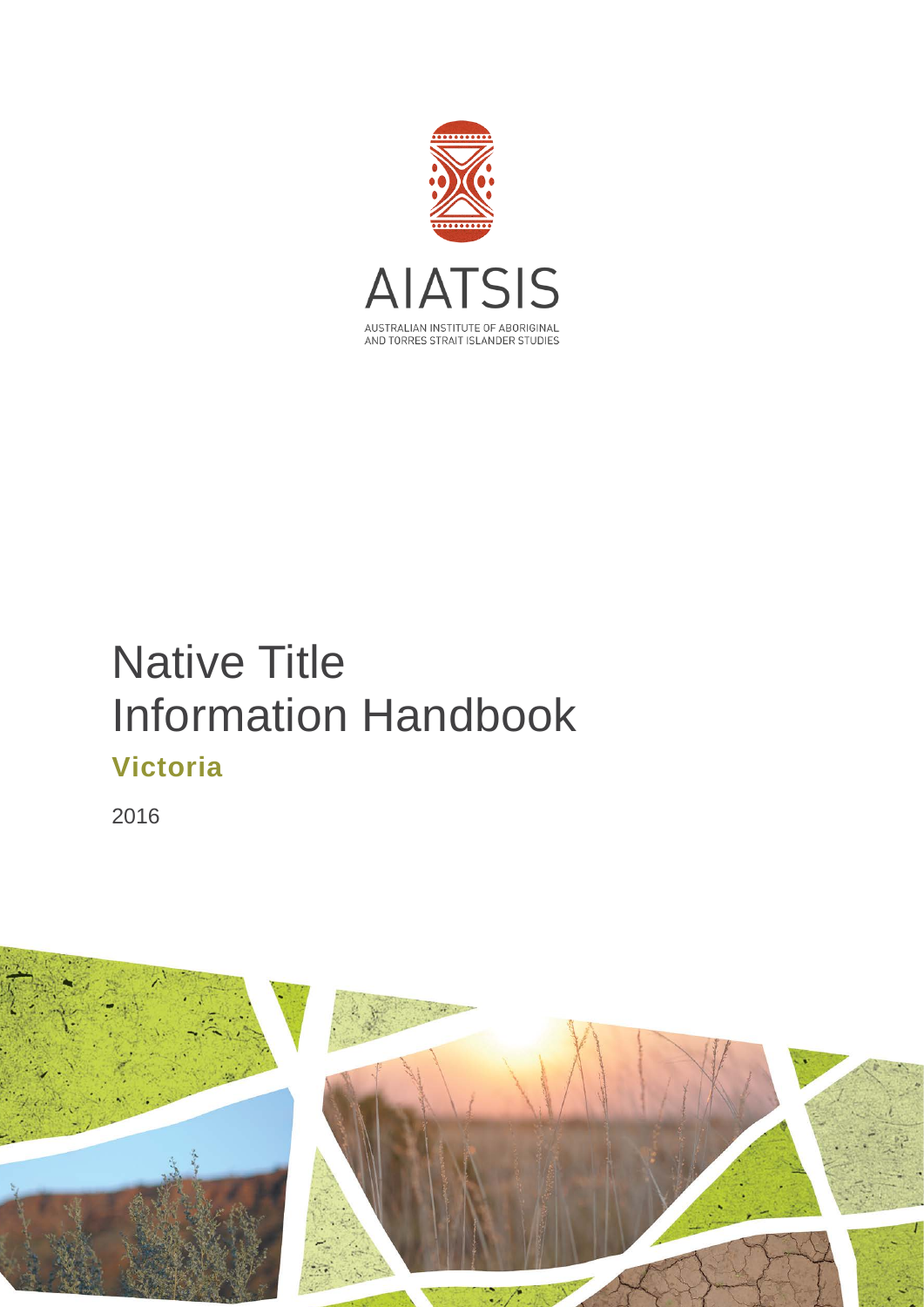AIATSIS

AUSTRALIAN INSTITUTE OF ABORIGINAL AND TORRES STRAIT ISLANDER STUDIES

# Native Title Information Handbook

## Victoria

2016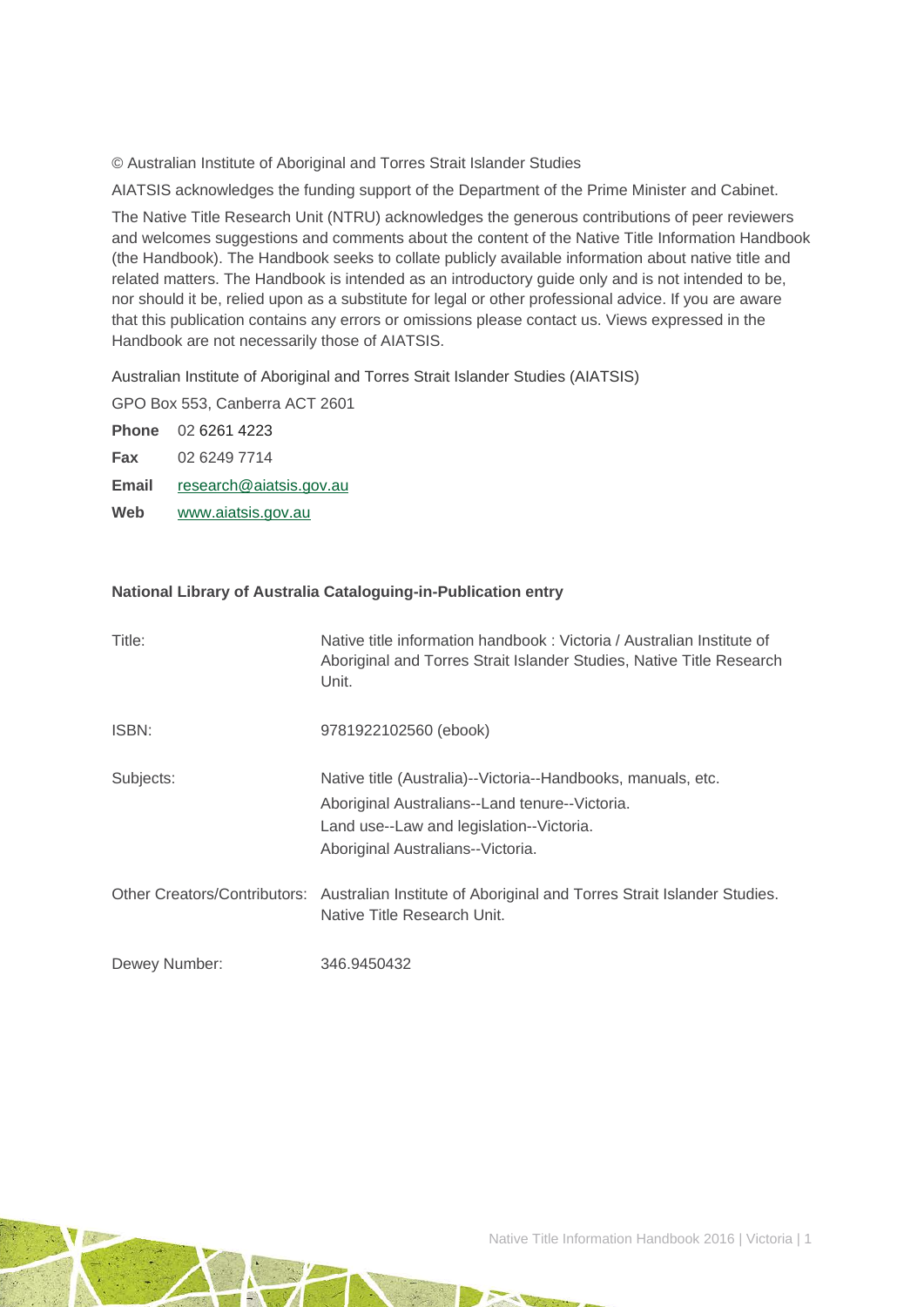© Australian Institute of Aboriginal and Torres Strait Islander Studies

AIATSIS acknowledges the funding support of the Department of the Prime Minister and Cabinet.

The Native Title Research Unit (NTRU) acknowledges the generous contributions of peer reviewers and welcomes suggestions and comments about the content of the Native Title Information Handbook (the Handbook). The Handbook seeks to collate publicly available information about native title and related matters. The Handbook is intended as an introductory guide only and is not intended to be, nor should it be, relied upon as a substitute for legal or other professional advice. If you are aware that this publication contains any errors or omissions please contact us. Views expressed in the Handbook are not necessarily those of AIATSIS.

Australian Institute of Aboriginal and Torres Strait Islander Studies (AIATSIS)

GPO Box 553, Canberra ACT 2601

**Phone** 02 6261 4223

**Fax** 02 6249 7714

**Email** research@aiatsis.gov.au

**Web** www.aiatsis.gov.au

**National Library of Australia Cataloguing-in-Publication entry**

| | |
|---|---|
| Title: | Native title information handbook : Victoria / Australian Institute of Aboriginal and Torres Strait Islander Studies, Native Title Research Unit. |
| ISBN: | 9781922102560 (ebook) |
| Subjects: | Native title (Australia)--Victoria--Handbooks, manuals, etc.<br>Aboriginal Australians--Land tenure--Victoria.<br>Land use--Law and legislation--Victoria.<br>Aboriginal Australians--Victoria. |
| Other Creators/Contributors: | Australian Institute of Aboriginal and Torres Strait Islander Studies. Native Title Research Unit. |
| Dewey Number: | 346.9450432 |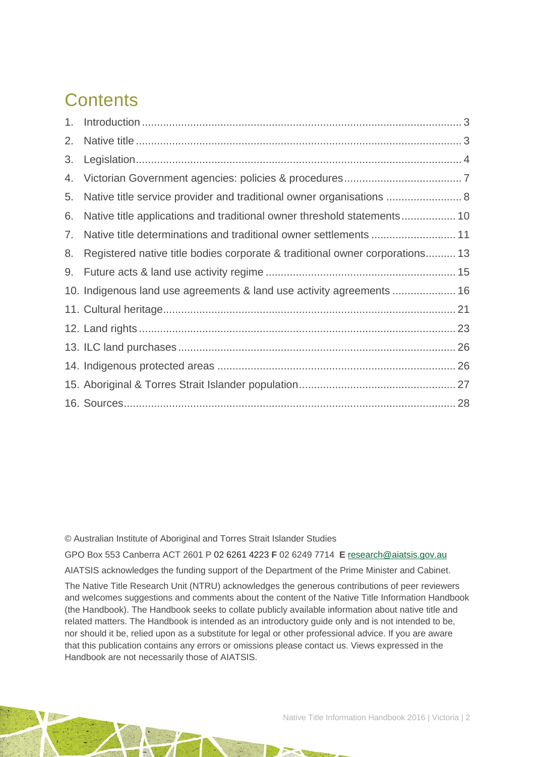# Contents

1. Introduction ........................................................................................................ 3
2. Native title ........................................................................................................ 3
3. Legislation.......................................................................................................... 4
4. Victorian Government agencies: policies & procedures...................................... 7
5. Native title service provider and traditional owner organisations ........................ 8
6. Native title applications and traditional owner threshold statements................. 10
7. Native title determinations and traditional owner settlements ............................ 11
8. Registered native title bodies corporate & traditional owner corporations.......... 13
9. Future acts & land use activity regime .............................................................. 15
10. Indigenous land use agreements & land use activity agreements ..................... 16
11. Cultural heritage................................................................................................ 21
12. Land rights ........................................................................................................ 23
13. ILC land purchases ........................................................................................... 26
14. Indigenous protected areas .............................................................................. 26
15. Aboriginal & Torres Strait Islander population................................................... 27
16. Sources............................................................................................................. 28

© Australian Institute of Aboriginal and Torres Strait Islander Studies

GPO Box 553 Canberra ACT 2601 P 02 6261 4223 **F** 02 6249 7714 **E** research@aiatsis.gov.au

AIATSIS acknowledges the funding support of the Department of the Prime Minister and Cabinet.

The Native Title Research Unit (NTRU) acknowledges the generous contributions of peer reviewers and welcomes suggestions and comments about the content of the Native Title Information Handbook (the Handbook). The Handbook seeks to collate publicly available information about native title and related matters. The Handbook is intended as an introductory guide only and is not intended to be, nor should it be, relied upon as a substitute for legal or other professional advice. If you are aware that this publication contains any errors or omissions please contact us. Views expressed in the Handbook are not necessarily those of AIATSIS.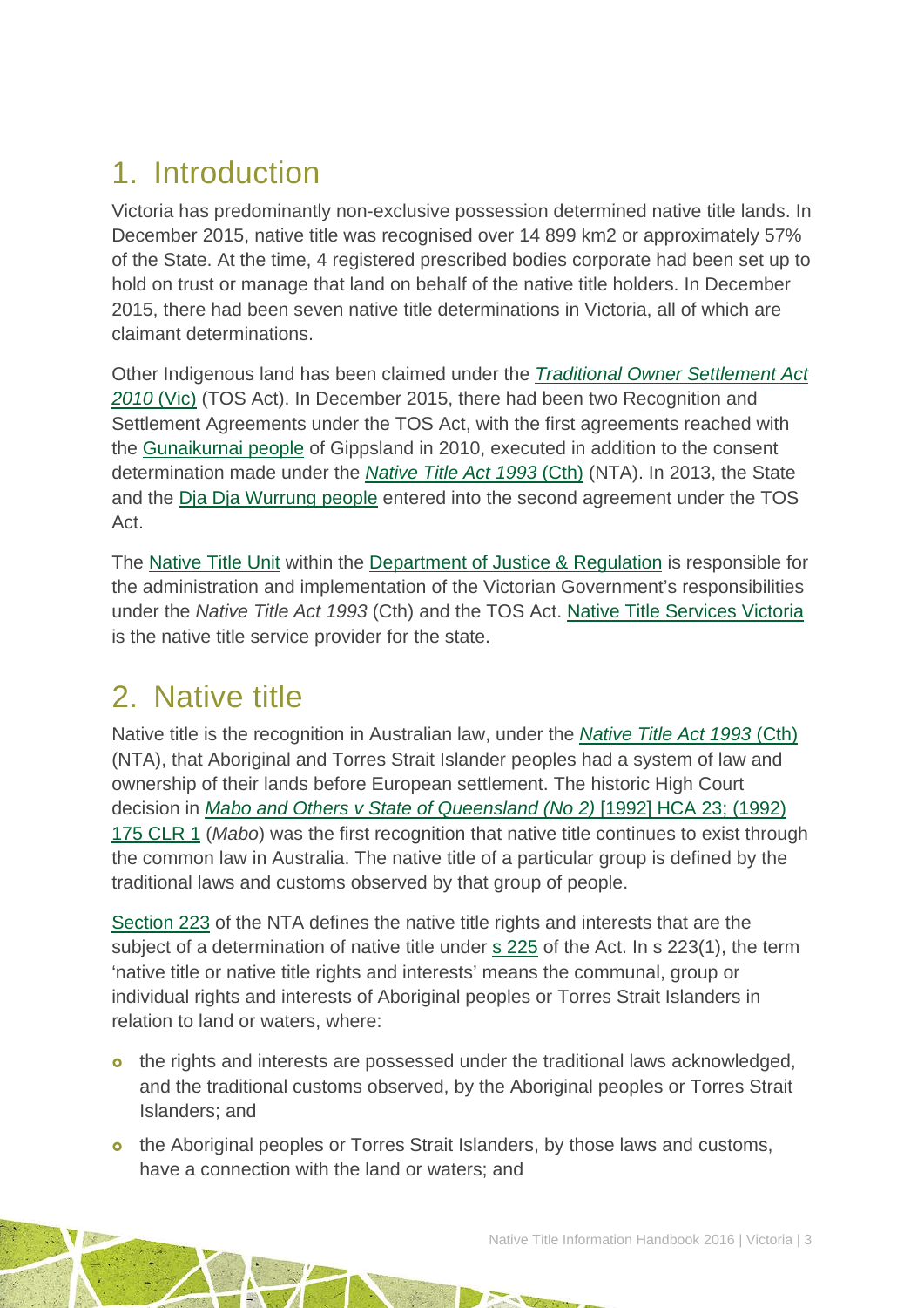## 1. Introduction

Victoria has predominantly non-exclusive possession determined native title lands. In December 2015, native title was recognised over 14 899 km2 or approximately 57% of the State. At the time, 4 registered prescribed bodies corporate had been set up to hold on trust or manage that land on behalf of the native title holders. In December 2015, there had been seven native title determinations in Victoria, all of which are claimant determinations.

Other Indigenous land has been claimed under the *Traditional Owner Settlement Act 2010* (Vic) (TOS Act). In December 2015, there had been two Recognition and Settlement Agreements under the TOS Act, with the first agreements reached with the Gunaikurnai people of Gippsland in 2010, executed in addition to the consent determination made under the *Native Title Act 1993* (Cth) (NTA). In 2013, the State and the Dja Dja Wurrung people entered into the second agreement under the TOS Act.

The Native Title Unit within the Department of Justice & Regulation is responsible for the administration and implementation of the Victorian Government's responsibilities under the *Native Title Act 1993* (Cth) and the TOS Act. Native Title Services Victoria is the native title service provider for the state.

## 2. Native title

Native title is the recognition in Australian law, under the *Native Title Act 1993* (Cth) (NTA), that Aboriginal and Torres Strait Islander peoples had a system of law and ownership of their lands before European settlement. The historic High Court decision in *Mabo and Others v State of Queensland (No 2)* [1992] HCA 23; (1992) 175 CLR 1 (*Mabo*) was the first recognition that native title continues to exist through the common law in Australia. The native title of a particular group is defined by the traditional laws and customs observed by that group of people.

Section 223 of the NTA defines the native title rights and interests that are the subject of a determination of native title under s 225 of the Act. In s 223(1), the term 'native title or native title rights and interests' means the communal, group or individual rights and interests of Aboriginal peoples or Torres Strait Islanders in relation to land or waters, where:

- the rights and interests are possessed under the traditional laws acknowledged, and the traditional customs observed, by the Aboriginal peoples or Torres Strait Islanders; and
- the Aboriginal peoples or Torres Strait Islanders, by those laws and customs, have a connection with the land or waters; and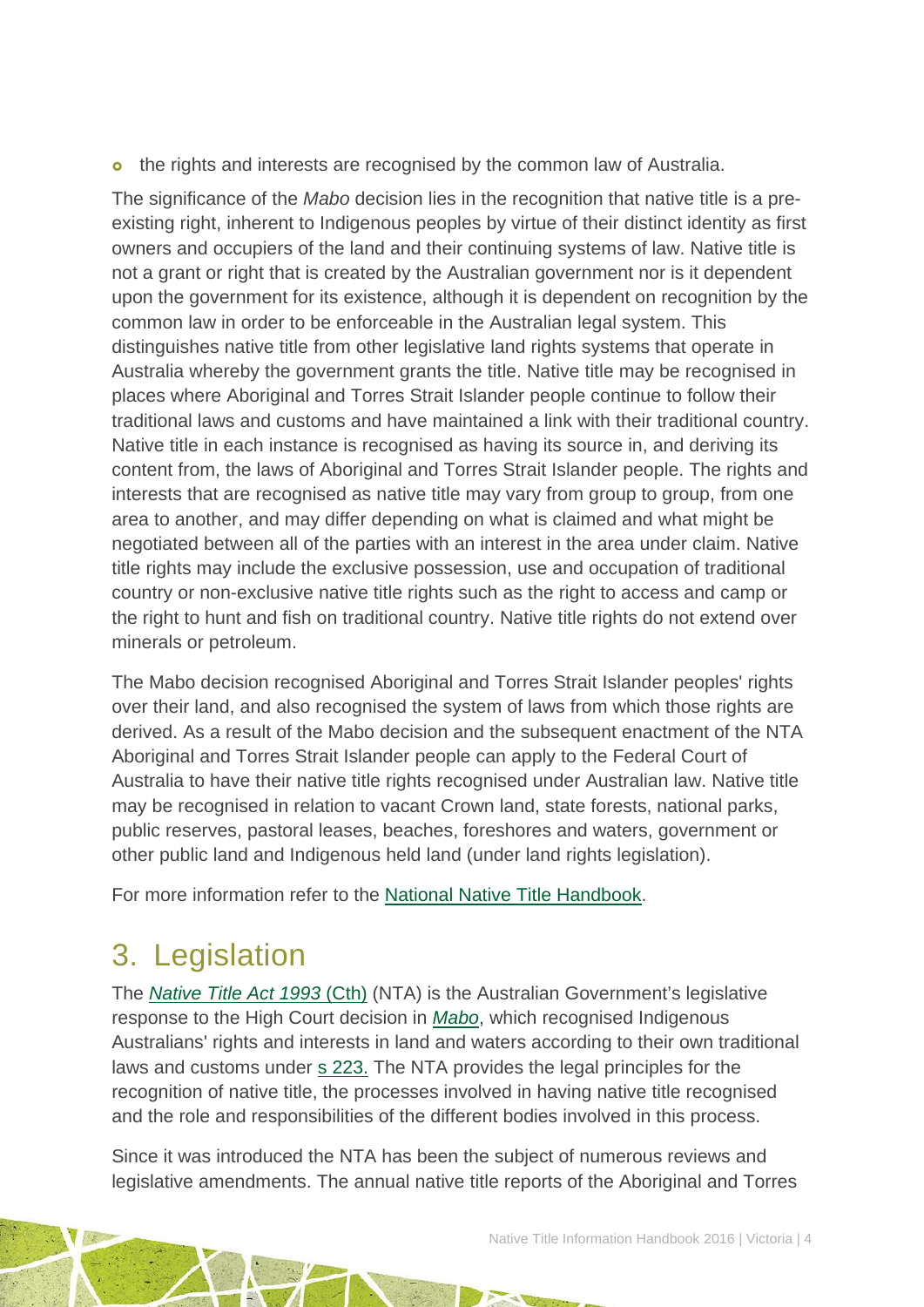- the rights and interests are recognised by the common law of Australia.

The significance of the *Mabo* decision lies in the recognition that native title is a pre-existing right, inherent to Indigenous peoples by virtue of their distinct identity as first owners and occupiers of the land and their continuing systems of law. Native title is not a grant or right that is created by the Australian government nor is it dependent upon the government for its existence, although it is dependent on recognition by the common law in order to be enforceable in the Australian legal system. This distinguishes native title from other legislative land rights systems that operate in Australia whereby the government grants the title. Native title may be recognised in places where Aboriginal and Torres Strait Islander people continue to follow their traditional laws and customs and have maintained a link with their traditional country. Native title in each instance is recognised as having its source in, and deriving its content from, the laws of Aboriginal and Torres Strait Islander people. The rights and interests that are recognised as native title may vary from group to group, from one area to another, and may differ depending on what is claimed and what might be negotiated between all of the parties with an interest in the area under claim. Native title rights may include the exclusive possession, use and occupation of traditional country or non-exclusive native title rights such as the right to access and camp or the right to hunt and fish on traditional country. Native title rights do not extend over minerals or petroleum.

The Mabo decision recognised Aboriginal and Torres Strait Islander peoples' rights over their land, and also recognised the system of laws from which those rights are derived. As a result of the Mabo decision and the subsequent enactment of the NTA Aboriginal and Torres Strait Islander people can apply to the Federal Court of Australia to have their native title rights recognised under Australian law. Native title may be recognised in relation to vacant Crown land, state forests, national parks, public reserves, pastoral leases, beaches, foreshores and waters, government or other public land and Indigenous held land (under land rights legislation).

For more information refer to the National Native Title Handbook.

# 3. Legislation

The *Native Title Act 1993* (Cth) (NTA) is the Australian Government's legislative response to the High Court decision in *Mabo*, which recognised Indigenous Australians' rights and interests in land and waters according to their own traditional laws and customs under s 223. The NTA provides the legal principles for the recognition of native title, the processes involved in having native title recognised and the role and responsibilities of the different bodies involved in this process.

Since it was introduced the NTA has been the subject of numerous reviews and legislative amendments. The annual native title reports of the Aboriginal and Torres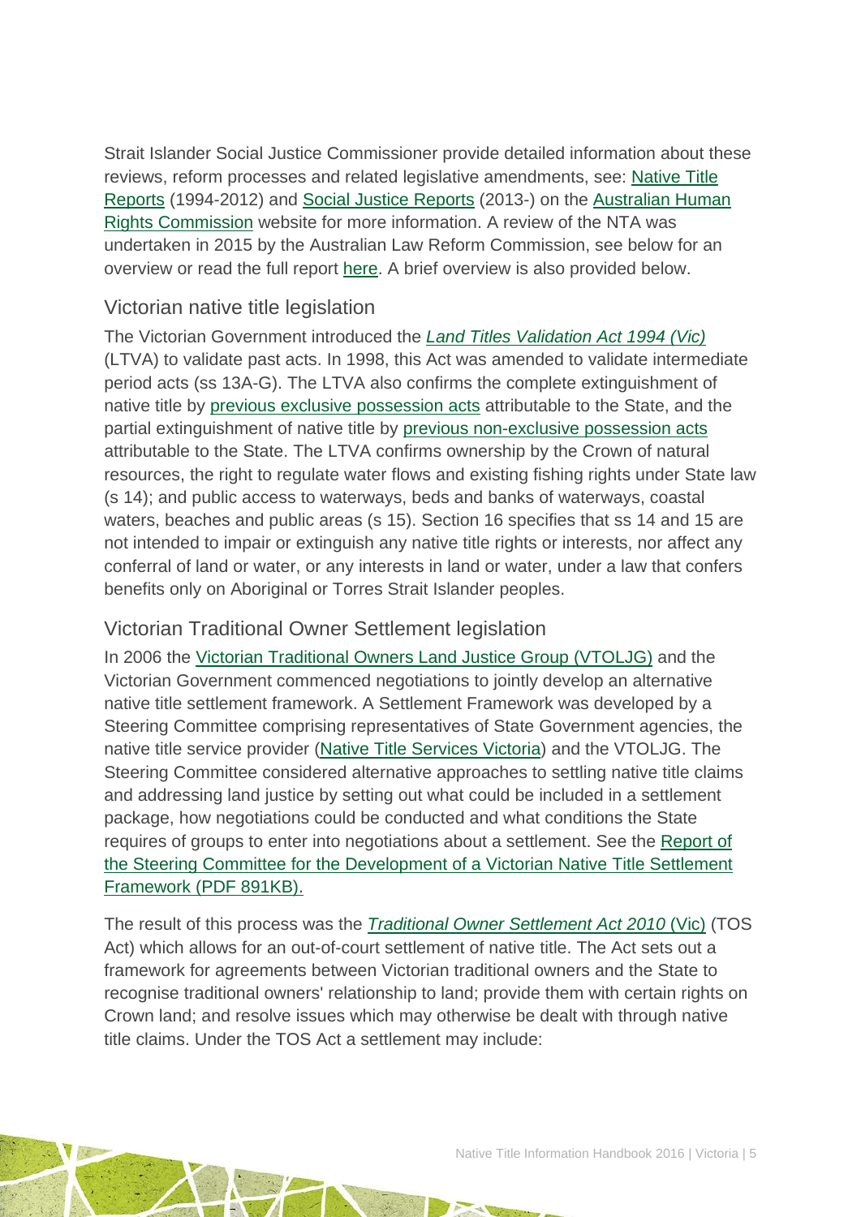Strait Islander Social Justice Commissioner provide detailed information about these reviews, reform processes and related legislative amendments, see: Native Title Reports (1994-2012) and Social Justice Reports (2013-) on the Australian Human Rights Commission website for more information. A review of the NTA was undertaken in 2015 by the Australian Law Reform Commission, see below for an overview or read the full report here. A brief overview is also provided below.

## Victorian native title legislation

The Victorian Government introduced the *Land Titles Validation Act 1994 (Vic)* (LTVA) to validate past acts. In 1998, this Act was amended to validate intermediate period acts (ss 13A-G). The LTVA also confirms the complete extinguishment of native title by previous exclusive possession acts attributable to the State, and the partial extinguishment of native title by previous non-exclusive possession acts attributable to the State. The LTVA confirms ownership by the Crown of natural resources, the right to regulate water flows and existing fishing rights under State law (s 14); and public access to waterways, beds and banks of waterways, coastal waters, beaches and public areas (s 15). Section 16 specifies that ss 14 and 15 are not intended to impair or extinguish any native title rights or interests, nor affect any conferral of land or water, or any interests in land or water, under a law that confers benefits only on Aboriginal or Torres Strait Islander peoples.

## Victorian Traditional Owner Settlement legislation

In 2006 the Victorian Traditional Owners Land Justice Group (VTOLJG) and the Victorian Government commenced negotiations to jointly develop an alternative native title settlement framework. A Settlement Framework was developed by a Steering Committee comprising representatives of State Government agencies, the native title service provider (Native Title Services Victoria) and the VTOLJG. The Steering Committee considered alternative approaches to settling native title claims and addressing land justice by setting out what could be included in a settlement package, how negotiations could be conducted and what conditions the State requires of groups to enter into negotiations about a settlement. See the Report of the Steering Committee for the Development of a Victorian Native Title Settlement Framework (PDF 891KB).

The result of this process was the *Traditional Owner Settlement Act 2010* (Vic) (TOS Act) which allows for an out-of-court settlement of native title. The Act sets out a framework for agreements between Victorian traditional owners and the State to recognise traditional owners' relationship to land; provide them with certain rights on Crown land; and resolve issues which may otherwise be dealt with through native title claims. Under the TOS Act a settlement may include: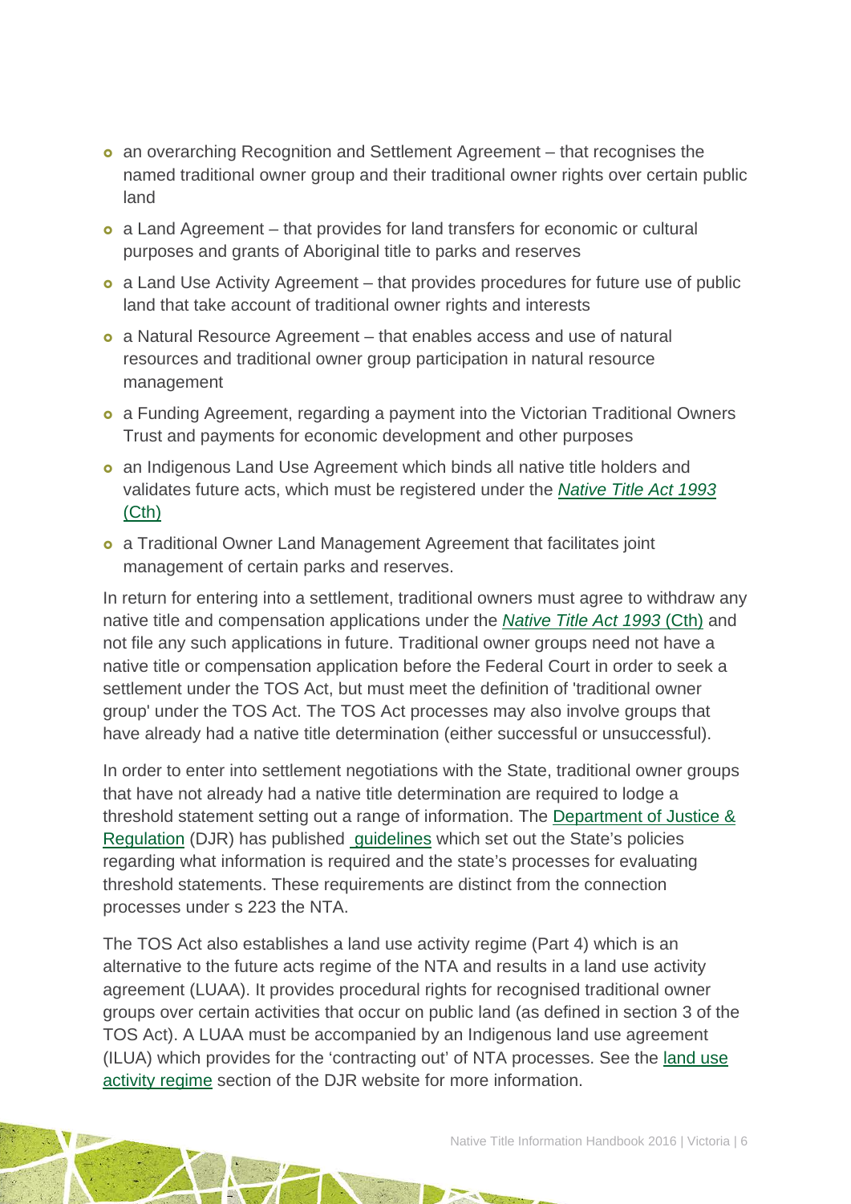- an overarching Recognition and Settlement Agreement – that recognises the named traditional owner group and their traditional owner rights over certain public land
- a Land Agreement – that provides for land transfers for economic or cultural purposes and grants of Aboriginal title to parks and reserves
- a Land Use Activity Agreement – that provides procedures for future use of public land that take account of traditional owner rights and interests
- a Natural Resource Agreement – that enables access and use of natural resources and traditional owner group participation in natural resource management
- a Funding Agreement, regarding a payment into the Victorian Traditional Owners Trust and payments for economic development and other purposes
- an Indigenous Land Use Agreement which binds all native title holders and validates future acts, which must be registered under the *Native Title Act 1993* (Cth)
- a Traditional Owner Land Management Agreement that facilitates joint management of certain parks and reserves.

In return for entering into a settlement, traditional owners must agree to withdraw any native title and compensation applications under the *Native Title Act 1993* (Cth) and not file any such applications in future. Traditional owner groups need not have a native title or compensation application before the Federal Court in order to seek a settlement under the TOS Act, but must meet the definition of 'traditional owner group' under the TOS Act. The TOS Act processes may also involve groups that have already had a native title determination (either successful or unsuccessful).

In order to enter into settlement negotiations with the State, traditional owner groups that have not already had a native title determination are required to lodge a threshold statement setting out a range of information. The Department of Justice & Regulation (DJR) has published guidelines which set out the State's policies regarding what information is required and the state's processes for evaluating threshold statements. These requirements are distinct from the connection processes under s 223 the NTA.

The TOS Act also establishes a land use activity regime (Part 4) which is an alternative to the future acts regime of the NTA and results in a land use activity agreement (LUAA). It provides procedural rights for recognised traditional owner groups over certain activities that occur on public land (as defined in section 3 of the TOS Act). A LUAA must be accompanied by an Indigenous land use agreement (ILUA) which provides for the 'contracting out' of NTA processes. See the land use activity regime section of the DJR website for more information.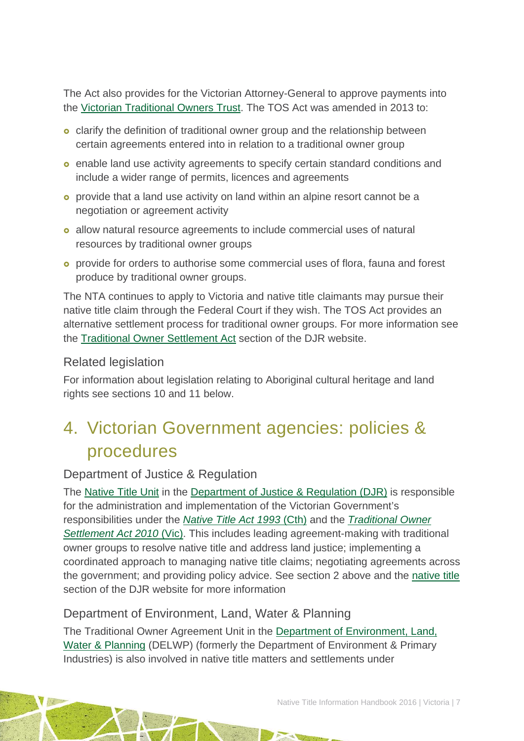The Act also provides for the Victorian Attorney-General to approve payments into the Victorian Traditional Owners Trust. The TOS Act was amended in 2013 to:

- clarify the definition of traditional owner group and the relationship between certain agreements entered into in relation to a traditional owner group
- enable land use activity agreements to specify certain standard conditions and include a wider range of permits, licences and agreements
- provide that a land use activity on land within an alpine resort cannot be a negotiation or agreement activity
- allow natural resource agreements to include commercial uses of natural resources by traditional owner groups
- provide for orders to authorise some commercial uses of flora, fauna and forest produce by traditional owner groups.

The NTA continues to apply to Victoria and native title claimants may pursue their native title claim through the Federal Court if they wish. The TOS Act provides an alternative settlement process for traditional owner groups. For more information see the Traditional Owner Settlement Act section of the DJR website.

### Related legislation

For information about legislation relating to Aboriginal cultural heritage and land rights see sections 10 and 11 below.

## 4. Victorian Government agencies: policies & procedures

### Department of Justice & Regulation

The Native Title Unit in the Department of Justice & Regulation (DJR) is responsible for the administration and implementation of the Victorian Government's responsibilities under the *Native Title Act 1993* (Cth) and the *Traditional Owner Settlement Act 2010* (Vic). This includes leading agreement-making with traditional owner groups to resolve native title and address land justice; implementing a coordinated approach to managing native title claims; negotiating agreements across the government; and providing policy advice. See section 2 above and the native title section of the DJR website for more information

### Department of Environment, Land, Water & Planning

The Traditional Owner Agreement Unit in the Department of Environment, Land, Water & Planning (DELWP) (formerly the Department of Environment & Primary Industries) is also involved in native title matters and settlements under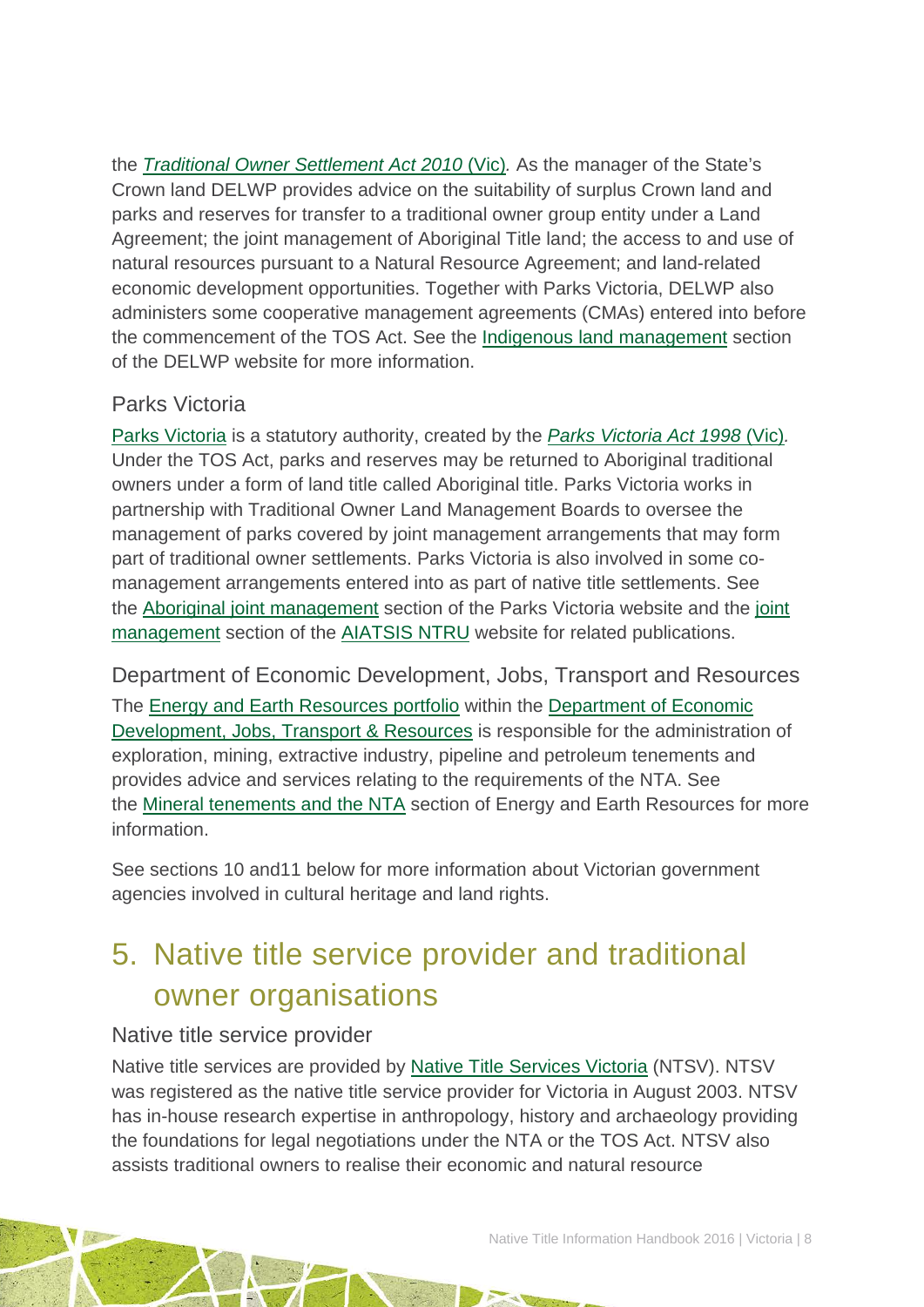the *Traditional Owner Settlement Act 2010* (Vic)*.* As the manager of the State's Crown land DELWP provides advice on the suitability of surplus Crown land and parks and reserves for transfer to a traditional owner group entity under a Land Agreement; the joint management of Aboriginal Title land; the access to and use of natural resources pursuant to a Natural Resource Agreement; and land-related economic development opportunities. Together with Parks Victoria, DELWP also administers some cooperative management agreements (CMAs) entered into before the commencement of the TOS Act. See the Indigenous land management section of the DELWP website for more information.

### Parks Victoria

Parks Victoria is a statutory authority, created by the *Parks Victoria Act 1998* (Vic)*.* Under the TOS Act, parks and reserves may be returned to Aboriginal traditional owners under a form of land title called Aboriginal title. Parks Victoria works in partnership with Traditional Owner Land Management Boards to oversee the management of parks covered by joint management arrangements that may form part of traditional owner settlements. Parks Victoria is also involved in some co-management arrangements entered into as part of native title settlements. See the Aboriginal joint management section of the Parks Victoria website and the joint management section of the AIATSIS NTRU website for related publications.

### Department of Economic Development, Jobs, Transport and Resources

The Energy and Earth Resources portfolio within the Department of Economic Development, Jobs, Transport & Resources is responsible for the administration of exploration, mining, extractive industry, pipeline and petroleum tenements and provides advice and services relating to the requirements of the NTA. See the Mineral tenements and the NTA section of Energy and Earth Resources for more information.

See sections 10 and11 below for more information about Victorian government agencies involved in cultural heritage and land rights.

## 5. Native title service provider and traditional owner organisations

### Native title service provider

Native title services are provided by Native Title Services Victoria (NTSV). NTSV was registered as the native title service provider for Victoria in August 2003. NTSV has in-house research expertise in anthropology, history and archaeology providing the foundations for legal negotiations under the NTA or the TOS Act. NTSV also assists traditional owners to realise their economic and natural resource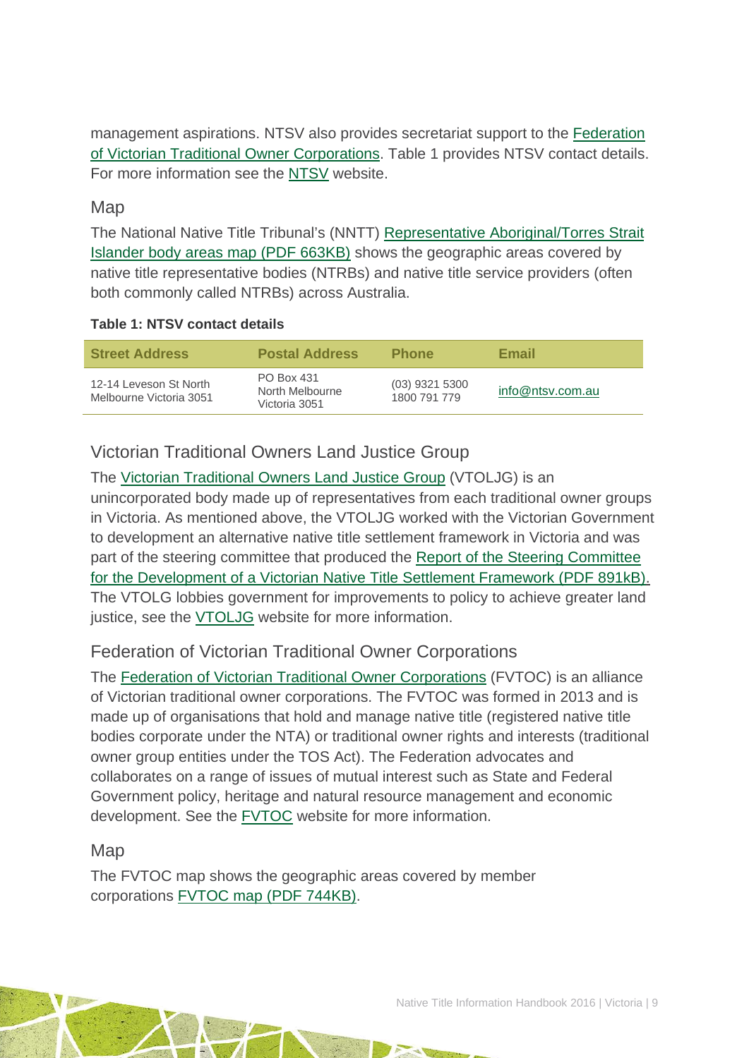management aspirations. NTSV also provides secretariat support to the Federation of Victorian Traditional Owner Corporations. Table 1 provides NTSV contact details. For more information see the NTSV website.

### Map

The National Native Title Tribunal's (NNTT) Representative Aboriginal/Torres Strait Islander body areas map (PDF 663KB) shows the geographic areas covered by native title representative bodies (NTRBs) and native title service providers (often both commonly called NTRBs) across Australia.

**Table 1: NTSV contact details**

| Street Address | Postal Address | Phone | Email |
|---|---|---|---|
| 12-14 Leveson St North Melbourne Victoria 3051 | PO Box 431 North Melbourne Victoria 3051 | (03) 9321 5300 1800 791 779 | info@ntsv.com.au |

## Victorian Traditional Owners Land Justice Group

The Victorian Traditional Owners Land Justice Group (VTOLJG) is an unincorporated body made up of representatives from each traditional owner groups in Victoria. As mentioned above, the VTOLJG worked with the Victorian Government to development an alternative native title settlement framework in Victoria and was part of the steering committee that produced the Report of the Steering Committee for the Development of a Victorian Native Title Settlement Framework (PDF 891kB). The VTOLG lobbies government for improvements to policy to achieve greater land justice, see the VTOLJG website for more information.

## Federation of Victorian Traditional Owner Corporations

The Federation of Victorian Traditional Owner Corporations (FVTOC) is an alliance of Victorian traditional owner corporations. The FVTOC was formed in 2013 and is made up of organisations that hold and manage native title (registered native title bodies corporate under the NTA) or traditional owner rights and interests (traditional owner group entities under the TOS Act). The Federation advocates and collaborates on a range of issues of mutual interest such as State and Federal Government policy, heritage and natural resource management and economic development. See the FVTOC website for more information.

### Map

The FVTOC map shows the geographic areas covered by member corporations FVTOC map (PDF 744KB).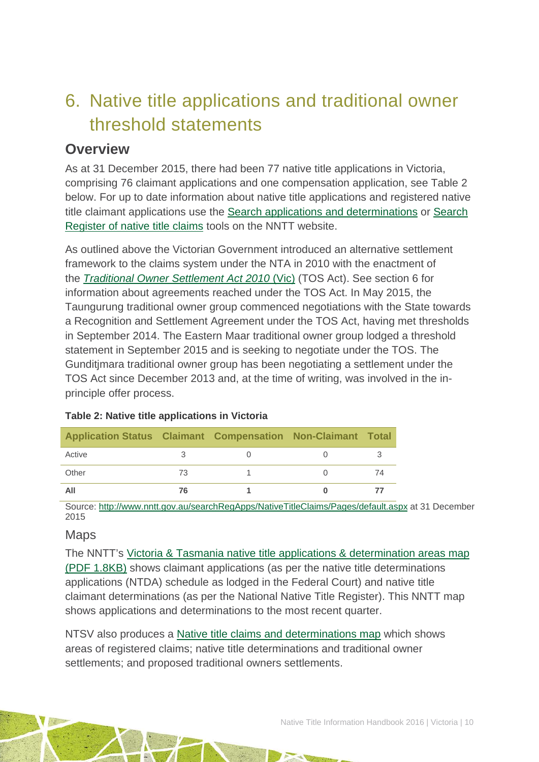# 6. Native title applications and traditional owner threshold statements

## Overview

As at 31 December 2015, there had been 77 native title applications in Victoria, comprising 76 claimant applications and one compensation application, see Table 2 below. For up to date information about native title applications and registered native title claimant applications use the Search applications and determinations or Search Register of native title claims tools on the NNTT website.

As outlined above the Victorian Government introduced an alternative settlement framework to the claims system under the NTA in 2010 with the enactment of the *Traditional Owner Settlement Act 2010* (Vic) (TOS Act). See section 6 for information about agreements reached under the TOS Act. In May 2015, the Taungurung traditional owner group commenced negotiations with the State towards a Recognition and Settlement Agreement under the TOS Act, having met thresholds in September 2014. The Eastern Maar traditional owner group lodged a threshold statement in September 2015 and is seeking to negotiate under the TOS. The Gunditjmara traditional owner group has been negotiating a settlement under the TOS Act since December 2013 and, at the time of writing, was involved in the in-principle offer process.

**Table 2: Native title applications in Victoria**

| Application Status | Claimant | Compensation | Non-Claimant | Total |
|---|---|---|---|---|
| Active | 3 | 0 | 0 | 3 |
| Other | 73 | 1 | 0 | 74 |
| **All** | **76** | **1** | **0** | **77** |

Source: http://www.nntt.gov.au/searchRegApps/NativeTitleClaims/Pages/default.aspx at 31 December 2015

### Maps

The NNTT's Victoria & Tasmania native title applications & determination areas map (PDF 1.8KB) shows claimant applications (as per the native title determinations applications (NTDA) schedule as lodged in the Federal Court) and native title claimant determinations (as per the National Native Title Register). This NNTT map shows applications and determinations to the most recent quarter.

NTSV also produces a Native title claims and determinations map which shows areas of registered claims; native title determinations and traditional owner settlements; and proposed traditional owners settlements.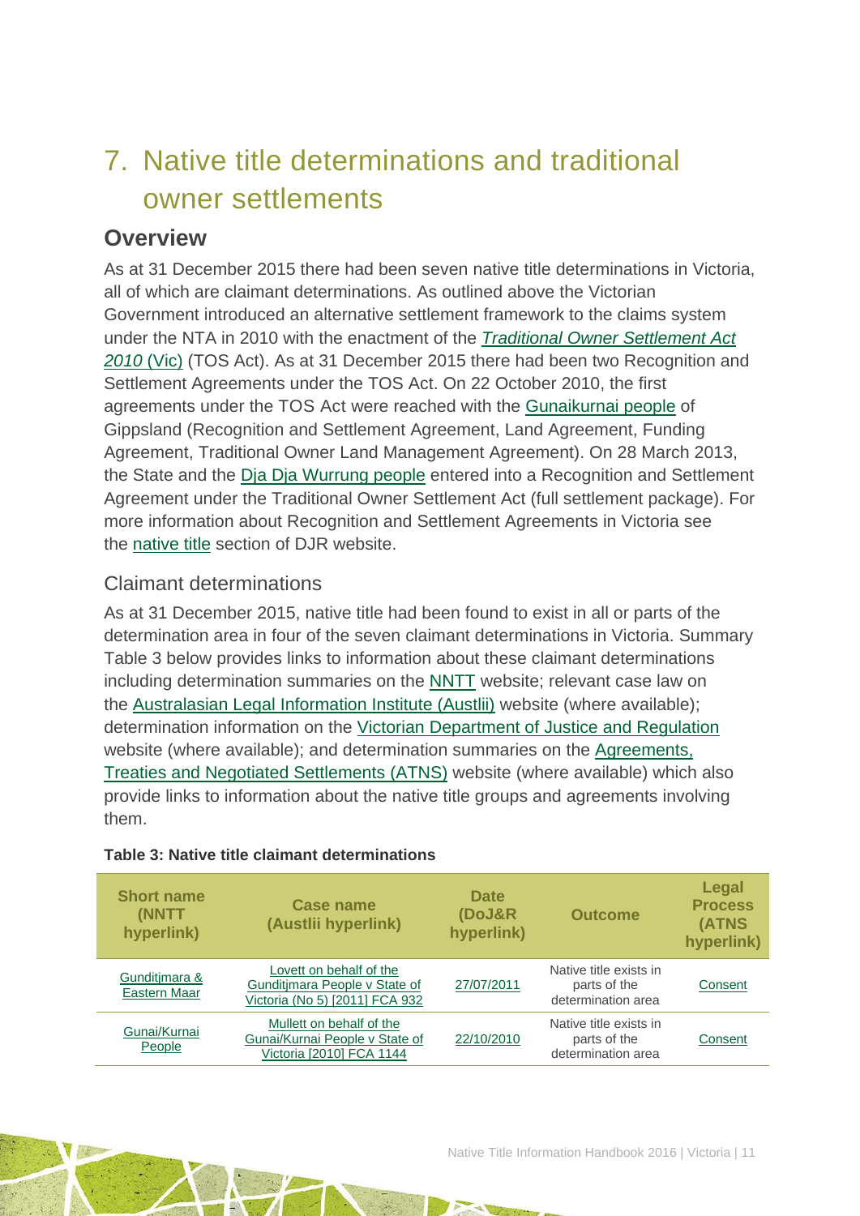# 7. Native title determinations and traditional owner settlements

## Overview

As at 31 December 2015 there had been seven native title determinations in Victoria, all of which are claimant determinations. As outlined above the Victorian Government introduced an alternative settlement framework to the claims system under the NTA in 2010 with the enactment of the *Traditional Owner Settlement Act 2010* (Vic) (TOS Act). As at 31 December 2015 there had been two Recognition and Settlement Agreements under the TOS Act. On 22 October 2010, the first agreements under the TOS Act were reached with the Gunaikurnai people of Gippsland (Recognition and Settlement Agreement, Land Agreement, Funding Agreement, Traditional Owner Land Management Agreement). On 28 March 2013, the State and the Dja Dja Wurrung people entered into a Recognition and Settlement Agreement under the Traditional Owner Settlement Act (full settlement package). For more information about Recognition and Settlement Agreements in Victoria see the native title section of DJR website.

### Claimant determinations

As at 31 December 2015, native title had been found to exist in all or parts of the determination area in four of the seven claimant determinations in Victoria. Summary Table 3 below provides links to information about these claimant determinations including determination summaries on the NNTT website; relevant case law on the Australasian Legal Information Institute (Austlii) website (where available); determination information on the Victorian Department of Justice and Regulation website (where available); and determination summaries on the Agreements, Treaties and Negotiated Settlements (ATNS) website (where available) which also provide links to information about the native title groups and agreements involving them.

**Table 3: Native title claimant determinations**

| Short name (NNTT hyperlink) | Case name (Austlii hyperlink) | Date (DoJ&R hyperlink) | Outcome | Legal Process (ATNS hyperlink) |
|---|---|---|---|---|
| Gunditjmara & Eastern Maar | Lovett on behalf of the Gunditjmara People v State of Victoria (No 5) [2011] FCA 932 | 27/07/2011 | Native title exists in parts of the determination area | Consent |
| Gunai/Kurnai People | Mullett on behalf of the Gunai/Kurnai People v State of Victoria [2010] FCA 1144 | 22/10/2010 | Native title exists in parts of the determination area | Consent |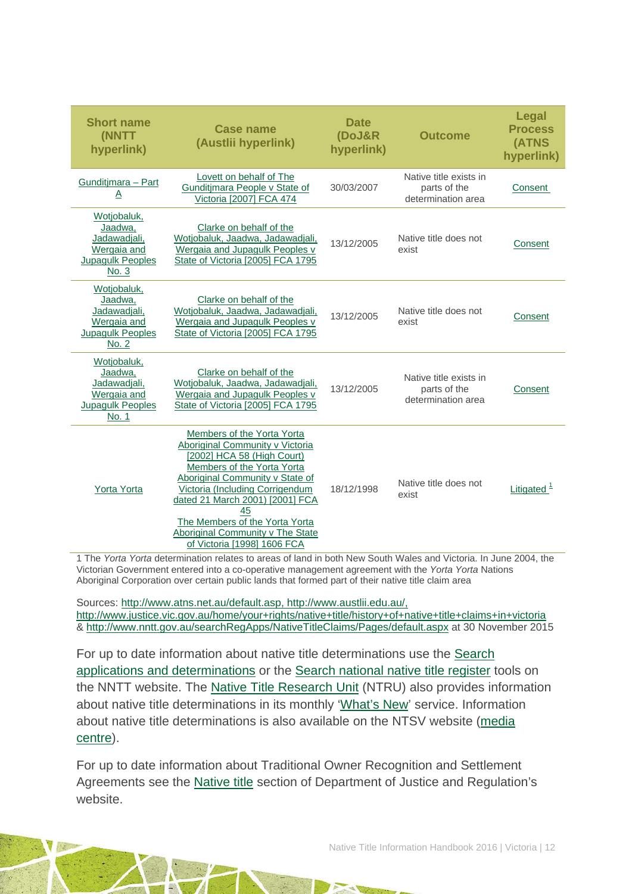| Short name (NNTT hyperlink) | Case name (Austlii hyperlink) | Date (DoJ&R hyperlink) | Outcome | Legal Process (ATNS hyperlink) |
|---|---|---|---|---|
| Gunditjmara – Part A | Lovett on behalf of The Gunditjmara People v State of Victoria [2007] FCA 474 | 30/03/2007 | Native title exists in parts of the determination area | Consent |
| Wotjobaluk, Jaadwa, Jadawadjali, Wergaia and Jupagulk Peoples No. 3 | Clarke on behalf of the Wotjobaluk, Jaadwa, Jadawadjali, Wergaia and Jupagulk Peoples v State of Victoria [2005] FCA 1795 | 13/12/2005 | Native title does not exist | Consent |
| Wotjobaluk, Jaadwa, Jadawadjali, Wergaia and Jupagulk Peoples No. 2 | Clarke on behalf of the Wotjobaluk, Jaadwa, Jadawadjali, Wergaia and Jupagulk Peoples v State of Victoria [2005] FCA 1795 | 13/12/2005 | Native title does not exist | Consent |
| Wotjobaluk, Jaadwa, Jadawadjali, Wergaia and Jupagulk Peoples No. 1 | Clarke on behalf of the Wotjobaluk, Jaadwa, Jadawadjali, Wergaia and Jupagulk Peoples v State of Victoria [2005] FCA 1795 | 13/12/2005 | Native title exists in parts of the determination area | Consent |
| Yorta Yorta | Members of the Yorta Yorta Aboriginal Community v Victoria [2002] HCA 58 (High Court) Members of the Yorta Yorta Aboriginal Community v State of Victoria (Including Corrigendum dated 21 March 2001) [2001] FCA 45 The Members of the Yorta Yorta Aboriginal Community v The State of Victoria [1998] 1606 FCA | 18/12/1998 | Native title does not exist | Litigated [1] |

1 The *Yorta Yorta* determination relates to areas of land in both New South Wales and Victoria. In June 2004, the Victorian Government entered into a co-operative management agreement with the *Yorta Yorta* Nations Aboriginal Corporation over certain public lands that formed part of their native title claim area

Sources: http://www.atns.net.au/default.asp, http://www.austlii.edu.au/, http://www.justice.vic.gov.au/home/your+rights/native+title/history+of+native+title+claims+in+victoria & http://www.nntt.gov.au/searchRegApps/NativeTitleClaims/Pages/default.aspx at 30 November 2015

For up to date information about native title determinations use the Search applications and determinations or the Search national native title register tools on the NNTT website. The Native Title Research Unit (NTRU) also provides information about native title determinations in its monthly 'What's New' service. Information about native title determinations is also available on the NTSV website (media centre).

For up to date information about Traditional Owner Recognition and Settlement Agreements see the Native title section of Department of Justice and Regulation's website.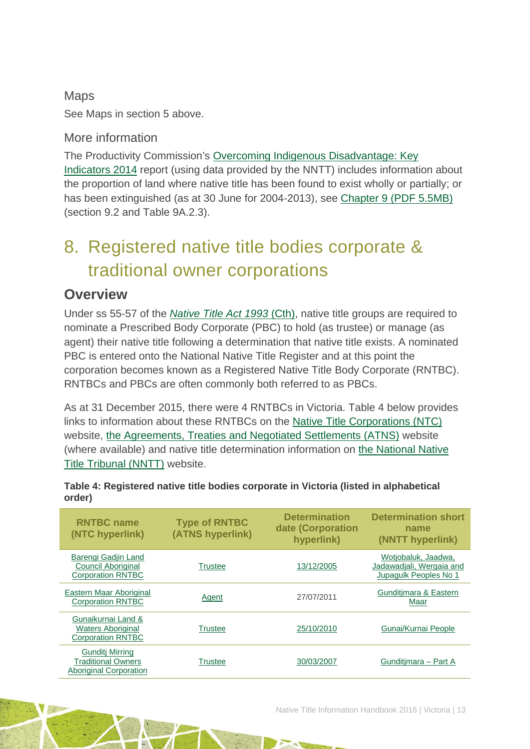### Maps

See Maps in section 5 above.

### More information

The Productivity Commission's Overcoming Indigenous Disadvantage: Key Indicators 2014 report (using data provided by the NNTT) includes information about the proportion of land where native title has been found to exist wholly or partially; or has been extinguished (as at 30 June for 2004-2013), see Chapter 9 (PDF 5.5MB) (section 9.2 and Table 9A.2.3).

# 8. Registered native title bodies corporate & traditional owner corporations

## Overview

Under ss 55-57 of the *Native Title Act 1993* (Cth), native title groups are required to nominate a Prescribed Body Corporate (PBC) to hold (as trustee) or manage (as agent) their native title following a determination that native title exists. A nominated PBC is entered onto the National Native Title Register and at this point the corporation becomes known as a Registered Native Title Body Corporate (RNTBC). RNTBCs and PBCs are often commonly both referred to as PBCs.

As at 31 December 2015, there were 4 RNTBCs in Victoria. Table 4 below provides links to information about these RNTBCs on the Native Title Corporations (NTC) website, the Agreements, Treaties and Negotiated Settlements (ATNS) website (where available) and native title determination information on the National Native Title Tribunal (NNTT) website.

**Table 4: Registered native title bodies corporate in Victoria (listed in alphabetical order)**

| RNTBC name (NTC hyperlink) | Type of RNTBC (ATNS hyperlink) | Determination date (Corporation hyperlink) | Determination short name (NNTT hyperlink) |
|---|---|---|---|
| Barengi Gadjin Land Council Aboriginal Corporation RNTBC | Trustee | 13/12/2005 | Wotjobaluk, Jaadwa, Jadawadjali, Wergaia and Jupagulk Peoples No 1 |
| Eastern Maar Aboriginal Corporation RNTBC | Agent | 27/07/2011 | Gunditjmara & Eastern Maar |
| Gunaikurnai Land & Waters Aboriginal Corporation RNTBC | Trustee | 25/10/2010 | Gunai/Kurnai People |
| Gunditj Mirring Traditional Owners Aboriginal Corporation | Trustee | 30/03/2007 | Gunditjmara – Part A |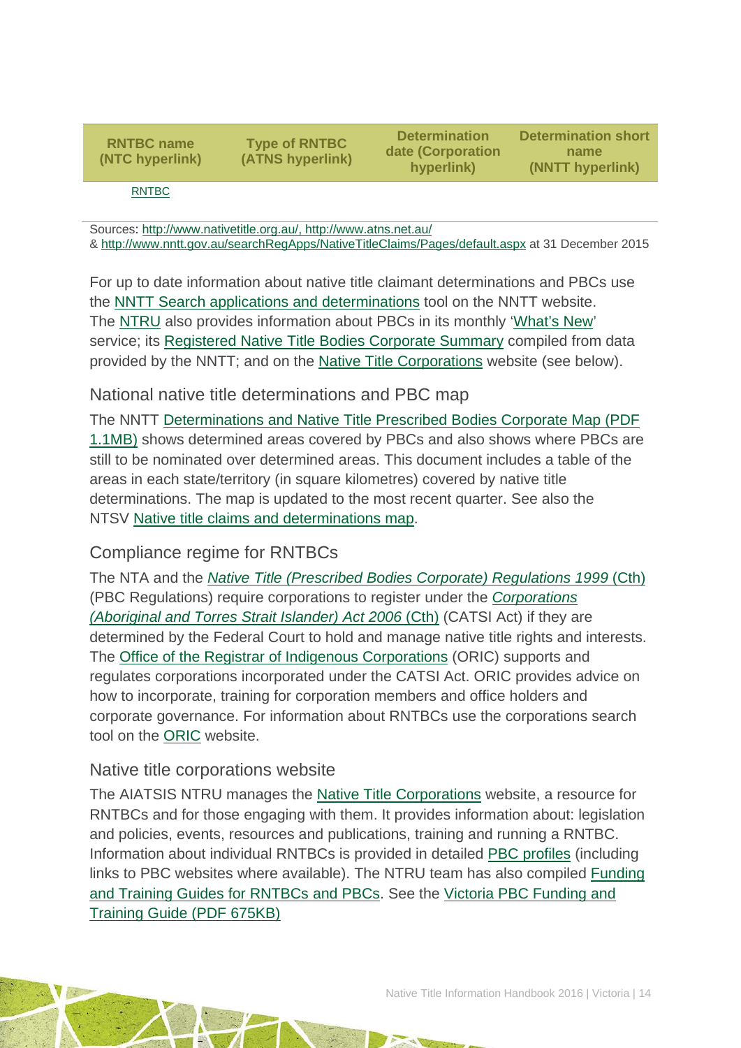| RNTBC name (NTC hyperlink) | Type of RNTBC (ATNS hyperlink) | Determination date (Corporation hyperlink) | Determination short name (NNTT hyperlink) |
|---|---|---|---|
| RNTBC | | | |

Sources: http://www.nativetitle.org.au/, http://www.atns.net.au/ & http://www.nntt.gov.au/searchRegApps/NativeTitleClaims/Pages/default.aspx at 31 December 2015

For up to date information about native title claimant determinations and PBCs use the NNTT Search applications and determinations tool on the NNTT website. The NTRU also provides information about PBCs in its monthly 'What's New' service; its Registered Native Title Bodies Corporate Summary compiled from data provided by the NNTT; and on the Native Title Corporations website (see below).

## National native title determinations and PBC map

The NNTT Determinations and Native Title Prescribed Bodies Corporate Map (PDF 1.1MB) shows determined areas covered by PBCs and also shows where PBCs are still to be nominated over determined areas. This document includes a table of the areas in each state/territory (in square kilometres) covered by native title determinations. The map is updated to the most recent quarter. See also the NTSV Native title claims and determinations map.

## Compliance regime for RNTBCs

The NTA and the *Native Title (Prescribed Bodies Corporate) Regulations 1999* (Cth) (PBC Regulations) require corporations to register under the *Corporations (Aboriginal and Torres Strait Islander) Act 2006* (Cth) (CATSI Act) if they are determined by the Federal Court to hold and manage native title rights and interests. The Office of the Registrar of Indigenous Corporations (ORIC) supports and regulates corporations incorporated under the CATSI Act. ORIC provides advice on how to incorporate, training for corporation members and office holders and corporate governance. For information about RNTBCs use the corporations search tool on the ORIC website.

## Native title corporations website

The AIATSIS NTRU manages the Native Title Corporations website, a resource for RNTBCs and for those engaging with them. It provides information about: legislation and policies, events, resources and publications, training and running a RNTBC. Information about individual RNTBCs is provided in detailed PBC profiles (including links to PBC websites where available). The NTRU team has also compiled Funding and Training Guides for RNTBCs and PBCs. See the Victoria PBC Funding and Training Guide (PDF 675KB)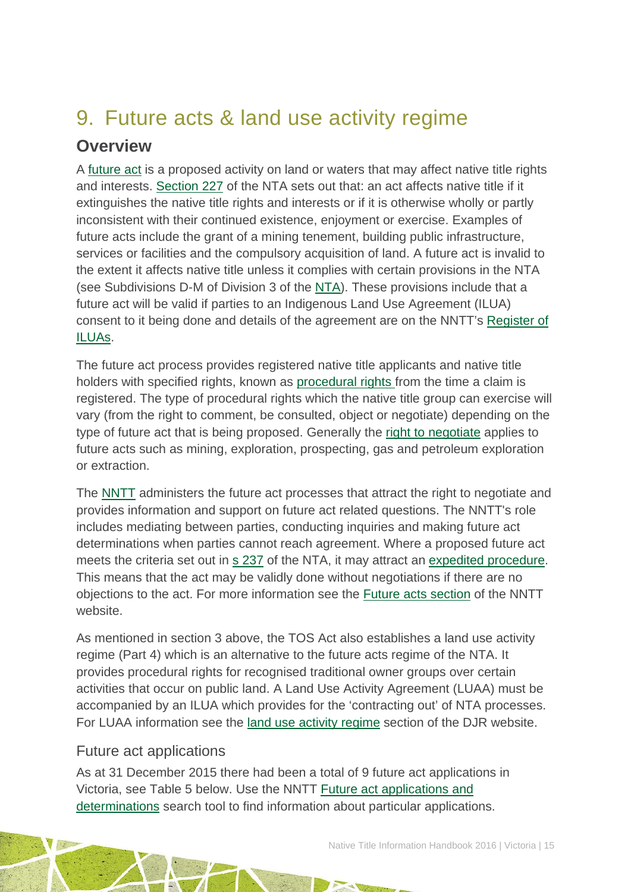# 9. Future acts & land use activity regime

## Overview

A future act is a proposed activity on land or waters that may affect native title rights and interests. Section 227 of the NTA sets out that: an act affects native title if it extinguishes the native title rights and interests or if it is otherwise wholly or partly inconsistent with their continued existence, enjoyment or exercise. Examples of future acts include the grant of a mining tenement, building public infrastructure, services or facilities and the compulsory acquisition of land. A future act is invalid to the extent it affects native title unless it complies with certain provisions in the NTA (see Subdivisions D-M of Division 3 of the NTA). These provisions include that a future act will be valid if parties to an Indigenous Land Use Agreement (ILUA) consent to it being done and details of the agreement are on the NNTT's Register of ILUAs.

The future act process provides registered native title applicants and native title holders with specified rights, known as procedural rights from the time a claim is registered. The type of procedural rights which the native title group can exercise will vary (from the right to comment, be consulted, object or negotiate) depending on the type of future act that is being proposed. Generally the right to negotiate applies to future acts such as mining, exploration, prospecting, gas and petroleum exploration or extraction.

The NNTT administers the future act processes that attract the right to negotiate and provides information and support on future act related questions. The NNTT's role includes mediating between parties, conducting inquiries and making future act determinations when parties cannot reach agreement. Where a proposed future act meets the criteria set out in s 237 of the NTA, it may attract an expedited procedure. This means that the act may be validly done without negotiations if there are no objections to the act. For more information see the Future acts section of the NNTT website.

As mentioned in section 3 above, the TOS Act also establishes a land use activity regime (Part 4) which is an alternative to the future acts regime of the NTA. It provides procedural rights for recognised traditional owner groups over certain activities that occur on public land. A Land Use Activity Agreement (LUAA) must be accompanied by an ILUA which provides for the 'contracting out' of NTA processes. For LUAA information see the land use activity regime section of the DJR website.

### Future act applications

As at 31 December 2015 there had been a total of 9 future act applications in Victoria, see Table 5 below. Use the NNTT Future act applications and determinations search tool to find information about particular applications.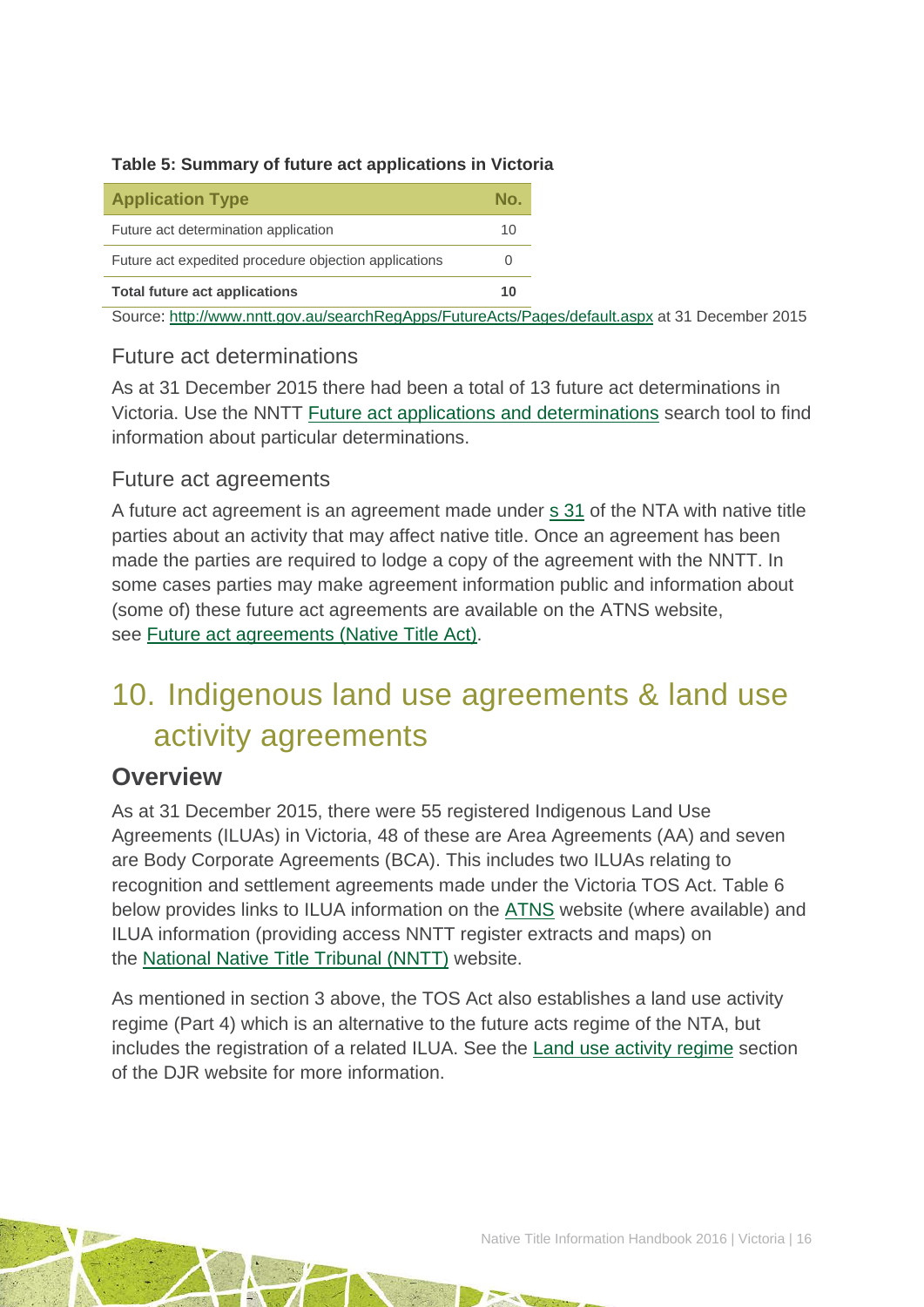**Table 5: Summary of future act applications in Victoria**

| Application Type | No. |
| --- | --- |
| Future act determination application | 10 |
| Future act expedited procedure objection applications | 0 |
| **Total future act applications** | **10** |

Source: [http://www.nntt.gov.au/searchRegApps/FutureActs/Pages/default.aspx](http://www.nntt.gov.au/searchRegApps/FutureActs/Pages/default.aspx) at 31 December 2015

### Future act determinations

As at 31 December 2015 there had been a total of 13 future act determinations in Victoria. Use the NNTT Future act applications and determinations search tool to find information about particular determinations.

### Future act agreements

A future act agreement is an agreement made under s 31 of the NTA with native title parties about an activity that may affect native title. Once an agreement has been made the parties are required to lodge a copy of the agreement with the NNTT. In some cases parties may make agreement information public and information about (some of) these future act agreements are available on the ATNS website, see Future act agreements (Native Title Act).

# 10. Indigenous land use agreements & land use activity agreements

## Overview

As at 31 December 2015, there were 55 registered Indigenous Land Use Agreements (ILUAs) in Victoria, 48 of these are Area Agreements (AA) and seven are Body Corporate Agreements (BCA). This includes two ILUAs relating to recognition and settlement agreements made under the Victoria TOS Act. Table 6 below provides links to ILUA information on the ATNS website (where available) and ILUA information (providing access NNTT register extracts and maps) on the National Native Title Tribunal (NNTT) website.

As mentioned in section 3 above, the TOS Act also establishes a land use activity regime (Part 4) which is an alternative to the future acts regime of the NTA, but includes the registration of a related ILUA. See the Land use activity regime section of the DJR website for more information.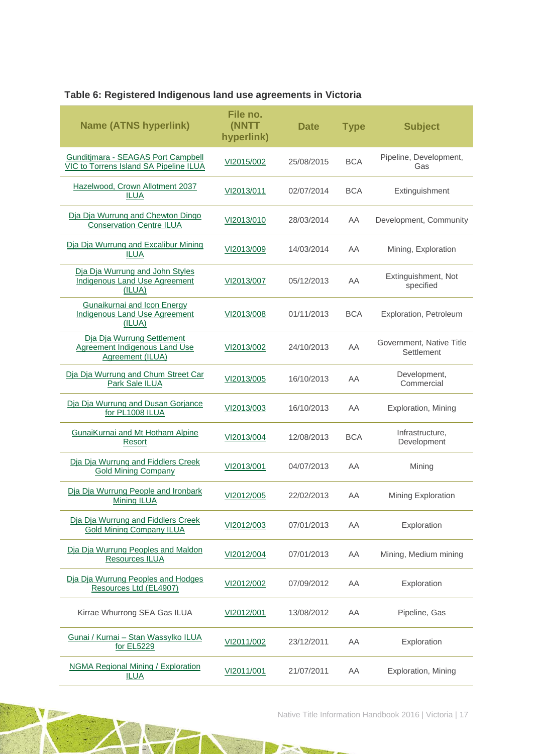**Table 6: Registered Indigenous land use agreements in Victoria**

| Name (ATNS hyperlink) | File no. (NNTT hyperlink) | Date | Type | Subject |
|---|---|---|---|---|
| Gunditjmara - SEAGAS Port Campbell VIC to Torrens Island SA Pipeline ILUA | VI2015/002 | 25/08/2015 | BCA | Pipeline, Development, Gas |
| Hazelwood, Crown Allotment 2037 ILUA | VI2013/011 | 02/07/2014 | BCA | Extinguishment |
| Dja Dja Wurrung and Chewton Dingo Conservation Centre ILUA | VI2013/010 | 28/03/2014 | AA | Development, Community |
| Dja Dja Wurrung and Excalibur Mining ILUA | VI2013/009 | 14/03/2014 | AA | Mining, Exploration |
| Dja Dja Wurrung and John Styles Indigenous Land Use Agreement (ILUA) | VI2013/007 | 05/12/2013 | AA | Extinguishment, Not specified |
| Gunaikurnai and Icon Energy Indigenous Land Use Agreement (ILUA) | VI2013/008 | 01/11/2013 | BCA | Exploration, Petroleum |
| Dja Dja Wurrung Settlement Agreement Indigenous Land Use Agreement (ILUA) | VI2013/002 | 24/10/2013 | AA | Government, Native Title Settlement |
| Dja Dja Wurrung and Chum Street Car Park Sale ILUA | VI2013/005 | 16/10/2013 | AA | Development, Commercial |
| Dja Dja Wurrung and Dusan Gorjance for PL1008 ILUA | VI2013/003 | 16/10/2013 | AA | Exploration, Mining |
| GunaiKurnai and Mt Hotham Alpine Resort | VI2013/004 | 12/08/2013 | BCA | Infrastructure, Development |
| Dja Dja Wurrung and Fiddlers Creek Gold Mining Company | VI2013/001 | 04/07/2013 | AA | Mining |
| Dja Dja Wurrung People and Ironbark Mining ILUA | VI2012/005 | 22/02/2013 | AA | Mining Exploration |
| Dja Dja Wurrung and Fiddlers Creek Gold Mining Company ILUA | VI2012/003 | 07/01/2013 | AA | Exploration |
| Dja Dja Wurrung Peoples and Maldon Resources ILUA | VI2012/004 | 07/01/2013 | AA | Mining, Medium mining |
| Dja Dja Wurrung Peoples and Hodges Resources Ltd (EL4907) | VI2012/002 | 07/09/2012 | AA | Exploration |
| Kirrae Whurrong SEA Gas ILUA | VI2012/001 | 13/08/2012 | AA | Pipeline, Gas |
| Gunai / Kurnai – Stan Wassylko ILUA for EL5229 | VI2011/002 | 23/12/2011 | AA | Exploration |
| NGMA Regional Mining / Exploration ILUA | VI2011/001 | 21/07/2011 | AA | Exploration, Mining |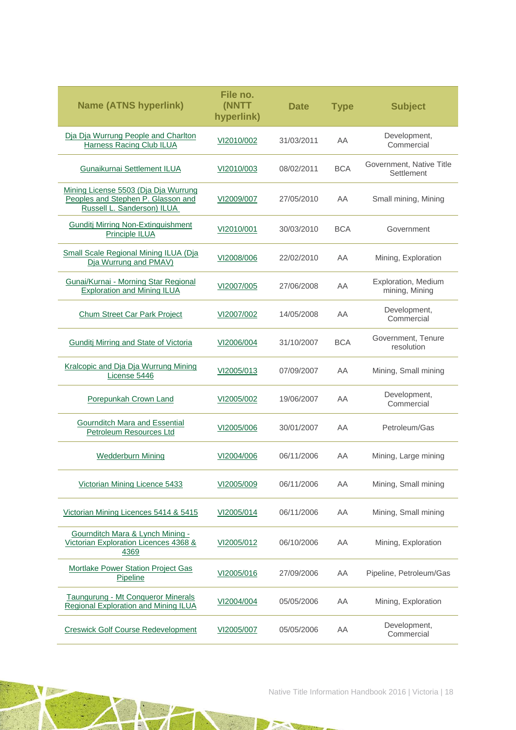| Name (ATNS hyperlink) | File no. (NNTT hyperlink) | Date | Type | Subject |
|---|---|---|---|---|
| Dja Dja Wurrung People and Charlton Harness Racing Club ILUA | VI2010/002 | 31/03/2011 | AA | Development, Commercial |
| Gunaikurnai Settlement ILUA | VI2010/003 | 08/02/2011 | BCA | Government, Native Title Settlement |
| Mining License 5503 (Dja Dja Wurrung Peoples and Stephen P. Glasson and Russell L. Sanderson) ILUA | VI2009/007 | 27/05/2010 | AA | Small mining, Mining |
| Gunditj Mirring Non-Extinguishment Principle ILUA | VI2010/001 | 30/03/2010 | BCA | Government |
| Small Scale Regional Mining ILUA (Dja Dja Wurrung and PMAV) | VI2008/006 | 22/02/2010 | AA | Mining, Exploration |
| Gunai/Kurnai - Morning Star Regional Exploration and Mining ILUA | VI2007/005 | 27/06/2008 | AA | Exploration, Medium mining, Mining |
| Chum Street Car Park Project | VI2007/002 | 14/05/2008 | AA | Development, Commercial |
| Gunditj Mirring and State of Victoria | VI2006/004 | 31/10/2007 | BCA | Government, Tenure resolution |
| Kralcopic and Dja Dja Wurrung Mining License 5446 | VI2005/013 | 07/09/2007 | AA | Mining, Small mining |
| Porepunkah Crown Land | VI2005/002 | 19/06/2007 | AA | Development, Commercial |
| Gournditch Mara and Essential Petroleum Resources Ltd | VI2005/006 | 30/01/2007 | AA | Petroleum/Gas |
| Wedderburn Mining | VI2004/006 | 06/11/2006 | AA | Mining, Large mining |
| Victorian Mining Licence 5433 | VI2005/009 | 06/11/2006 | AA | Mining, Small mining |
| Victorian Mining Licences 5414 & 5415 | VI2005/014 | 06/11/2006 | AA | Mining, Small mining |
| Gournditch Mara & Lynch Mining - Victorian Exploration Licences 4368 & 4369 | VI2005/012 | 06/10/2006 | AA | Mining, Exploration |
| Mortlake Power Station Project Gas Pipeline | VI2005/016 | 27/09/2006 | AA | Pipeline, Petroleum/Gas |
| Taungurung - Mt Conqueror Minerals Regional Exploration and Mining ILUA | VI2004/004 | 05/05/2006 | AA | Mining, Exploration |
| Creswick Golf Course Redevelopment | VI2005/007 | 05/05/2006 | AA | Development, Commercial |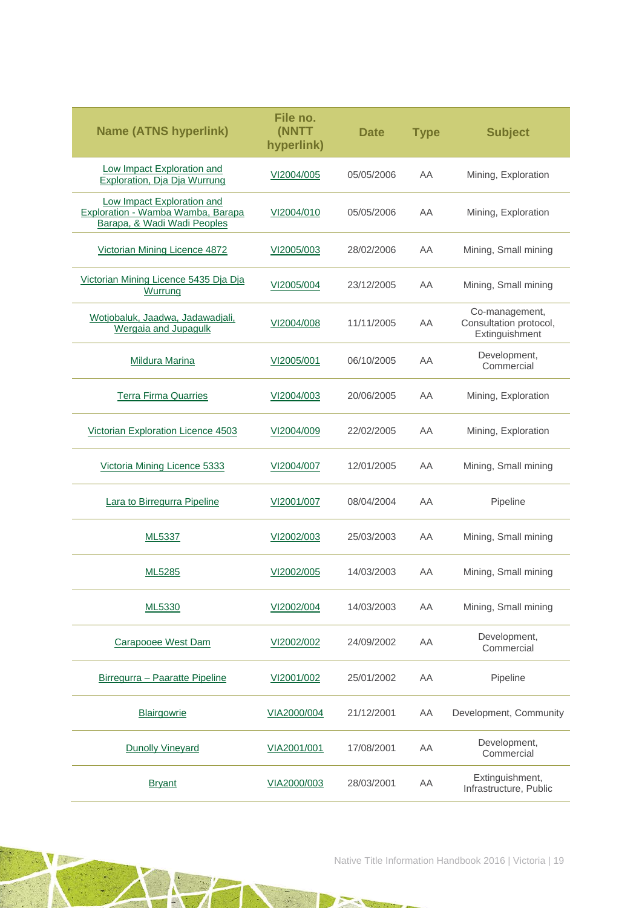| Name (ATNS hyperlink) | File no. (NNTT hyperlink) | Date | Type | Subject |
| --- | --- | --- | --- | --- |
| Low Impact Exploration and Exploration, Dja Dja Wurrung | VI2004/005 | 05/05/2006 | AA | Mining, Exploration |
| Low Impact Exploration and Exploration - Wamba Wamba, Barapa Barapa, & Wadi Wadi Peoples | VI2004/010 | 05/05/2006 | AA | Mining, Exploration |
| Victorian Mining Licence 4872 | VI2005/003 | 28/02/2006 | AA | Mining, Small mining |
| Victorian Mining Licence 5435 Dja Dja Wurrung | VI2005/004 | 23/12/2005 | AA | Mining, Small mining |
| Wotjobaluk, Jaadwa, Jadawadjali, Wergaia and Jupagulk | VI2004/008 | 11/11/2005 | AA | Co-management, Consultation protocol, Extinguishment |
| Mildura Marina | VI2005/001 | 06/10/2005 | AA | Development, Commercial |
| Terra Firma Quarries | VI2004/003 | 20/06/2005 | AA | Mining, Exploration |
| Victorian Exploration Licence 4503 | VI2004/009 | 22/02/2005 | AA | Mining, Exploration |
| Victoria Mining Licence 5333 | VI2004/007 | 12/01/2005 | AA | Mining, Small mining |
| Lara to Birregurra Pipeline | VI2001/007 | 08/04/2004 | AA | Pipeline |
| ML5337 | VI2002/003 | 25/03/2003 | AA | Mining, Small mining |
| ML5285 | VI2002/005 | 14/03/2003 | AA | Mining, Small mining |
| ML5330 | VI2002/004 | 14/03/2003 | AA | Mining, Small mining |
| Carapooee West Dam | VI2002/002 | 24/09/2002 | AA | Development, Commercial |
| Birregurra – Paaratte Pipeline | VI2001/002 | 25/01/2002 | AA | Pipeline |
| Blairgowrie | VIA2000/004 | 21/12/2001 | AA | Development, Community |
| Dunolly Vineyard | VIA2001/001 | 17/08/2001 | AA | Development, Commercial |
| Bryant | VIA2000/003 | 28/03/2001 | AA | Extinguishment, Infrastructure, Public |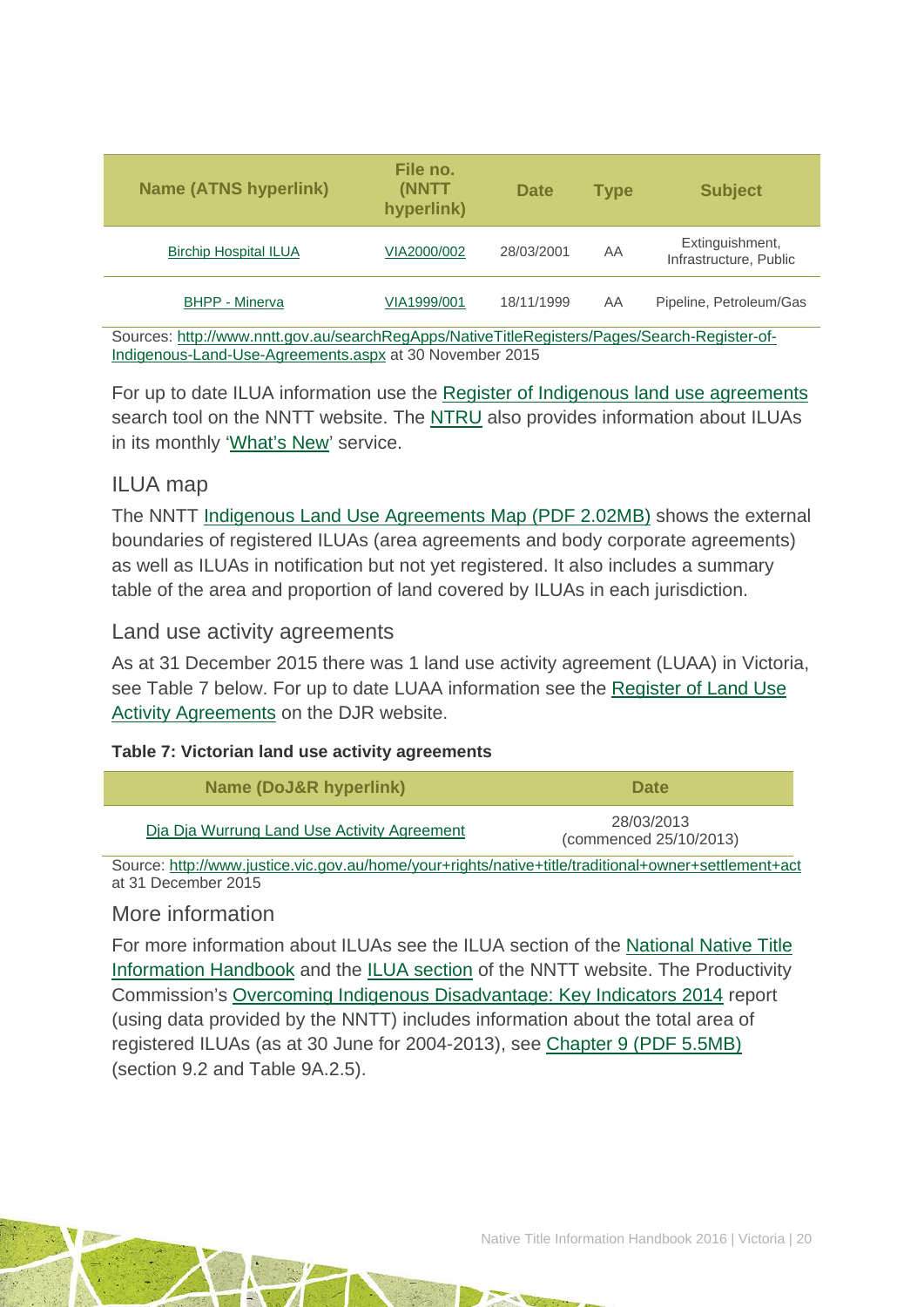| Name (ATNS hyperlink) | File no. (NNTT hyperlink) | Date | Type | Subject |
|---|---|---|---|---|
| Birchip Hospital ILUA | VIA2000/002 | 28/03/2001 | AA | Extinguishment, Infrastructure, Public |
| BHPP - Minerva | VIA1999/001 | 18/11/1999 | AA | Pipeline, Petroleum/Gas |

Sources: http://www.nntt.gov.au/searchRegApps/NativeTitleRegisters/Pages/Search-Register-of-Indigenous-Land-Use-Agreements.aspx at 30 November 2015

For up to date ILUA information use the Register of Indigenous land use agreements search tool on the NNTT website. The NTRU also provides information about ILUAs in its monthly 'What's New' service.

## ILUA map

The NNTT Indigenous Land Use Agreements Map (PDF 2.02MB) shows the external boundaries of registered ILUAs (area agreements and body corporate agreements) as well as ILUAs in notification but not yet registered. It also includes a summary table of the area and proportion of land covered by ILUAs in each jurisdiction.

## Land use activity agreements

As at 31 December 2015 there was 1 land use activity agreement (LUAA) in Victoria, see Table 7 below. For up to date LUAA information see the Register of Land Use Activity Agreements on the DJR website.

**Table 7: Victorian land use activity agreements**

| Name (DoJ&R hyperlink) | Date |
|---|---|
| Dja Dja Wurrung Land Use Activity Agreement | 28/03/2013 (commenced 25/10/2013) |

Source: http://www.justice.vic.gov.au/home/your+rights/native+title/traditional+owner+settlement+act at 31 December 2015

## More information

For more information about ILUAs see the ILUA section of the National Native Title Information Handbook and the ILUA section of the NNTT website. The Productivity Commission's Overcoming Indigenous Disadvantage: Key Indicators 2014 report (using data provided by the NNTT) includes information about the total area of registered ILUAs (as at 30 June for 2004-2013), see Chapter 9 (PDF 5.5MB) (section 9.2 and Table 9A.2.5).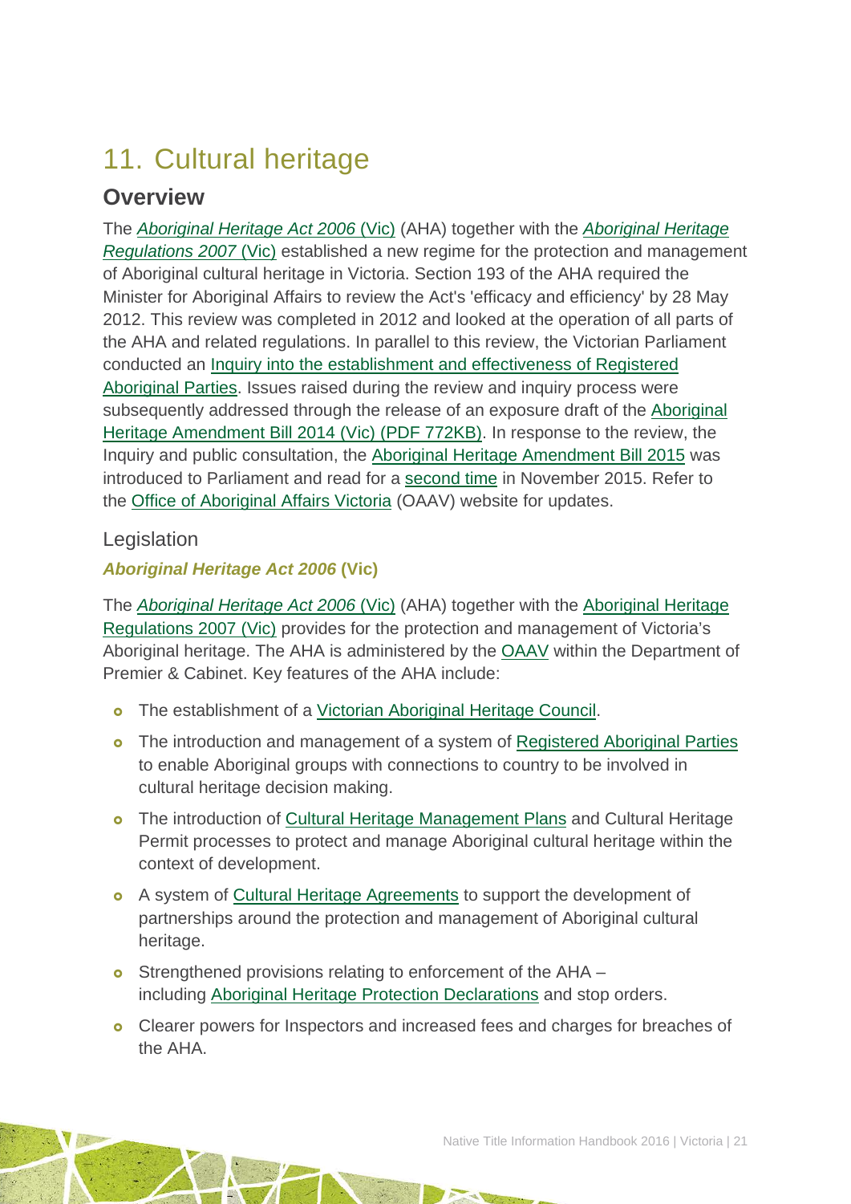# 11. Cultural heritage

## Overview

The *Aboriginal Heritage Act 2006* (Vic) (AHA) together with the *Aboriginal Heritage Regulations 2007* (Vic) established a new regime for the protection and management of Aboriginal cultural heritage in Victoria. Section 193 of the AHA required the Minister for Aboriginal Affairs to review the Act's 'efficacy and efficiency' by 28 May 2012. This review was completed in 2012 and looked at the operation of all parts of the AHA and related regulations. In parallel to this review, the Victorian Parliament conducted an Inquiry into the establishment and effectiveness of Registered Aboriginal Parties. Issues raised during the review and inquiry process were subsequently addressed through the release of an exposure draft of the Aboriginal Heritage Amendment Bill 2014 (Vic) (PDF 772KB). In response to the review, the Inquiry and public consultation, the Aboriginal Heritage Amendment Bill 2015 was introduced to Parliament and read for a second time in November 2015. Refer to the Office of Aboriginal Affairs Victoria (OAAV) website for updates.

### Legislation

#### *Aboriginal Heritage Act 2006* (Vic)

The *Aboriginal Heritage Act 2006* (Vic) (AHA) together with the Aboriginal Heritage Regulations 2007 (Vic) provides for the protection and management of Victoria's Aboriginal heritage. The AHA is administered by the OAAV within the Department of Premier & Cabinet. Key features of the AHA include:

- The establishment of a Victorian Aboriginal Heritage Council.
- The introduction and management of a system of Registered Aboriginal Parties to enable Aboriginal groups with connections to country to be involved in cultural heritage decision making.
- The introduction of Cultural Heritage Management Plans and Cultural Heritage Permit processes to protect and manage Aboriginal cultural heritage within the context of development.
- A system of Cultural Heritage Agreements to support the development of partnerships around the protection and management of Aboriginal cultural heritage.
- Strengthened provisions relating to enforcement of the AHA – including Aboriginal Heritage Protection Declarations and stop orders.
- Clearer powers for Inspectors and increased fees and charges for breaches of the AHA.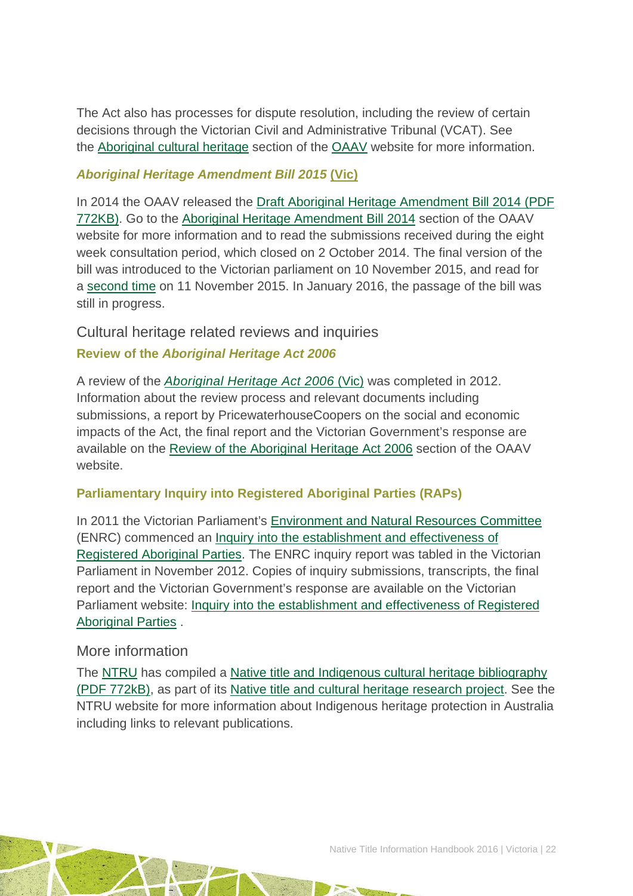The Act also has processes for dispute resolution, including the review of certain decisions through the Victorian Civil and Administrative Tribunal (VCAT). See the Aboriginal cultural heritage section of the OAAV website for more information.

#### *Aboriginal Heritage Amendment Bill 2015* (Vic)

In 2014 the OAAV released the Draft Aboriginal Heritage Amendment Bill 2014 (PDF 772KB). Go to the Aboriginal Heritage Amendment Bill 2014 section of the OAAV website for more information and to read the submissions received during the eight week consultation period, which closed on 2 October 2014. The final version of the bill was introduced to the Victorian parliament on 10 November 2015, and read for a second time on 11 November 2015. In January 2016, the passage of the bill was still in progress.

### Cultural heritage related reviews and inquiries

#### Review of the *Aboriginal Heritage Act 2006*

A review of the *Aboriginal Heritage Act 2006* (Vic) was completed in 2012. Information about the review process and relevant documents including submissions, a report by PricewaterhouseCoopers on the social and economic impacts of the Act, the final report and the Victorian Government's response are available on the Review of the Aboriginal Heritage Act 2006 section of the OAAV website.

#### Parliamentary Inquiry into Registered Aboriginal Parties (RAPs)

In 2011 the Victorian Parliament's Environment and Natural Resources Committee (ENRC) commenced an Inquiry into the establishment and effectiveness of Registered Aboriginal Parties. The ENRC inquiry report was tabled in the Victorian Parliament in November 2012. Copies of inquiry submissions, transcripts, the final report and the Victorian Government's response are available on the Victorian Parliament website: Inquiry into the establishment and effectiveness of Registered Aboriginal Parties .

### More information

The NTRU has compiled a Native title and Indigenous cultural heritage bibliography (PDF 772kB), as part of its Native title and cultural heritage research project. See the NTRU website for more information about Indigenous heritage protection in Australia including links to relevant publications.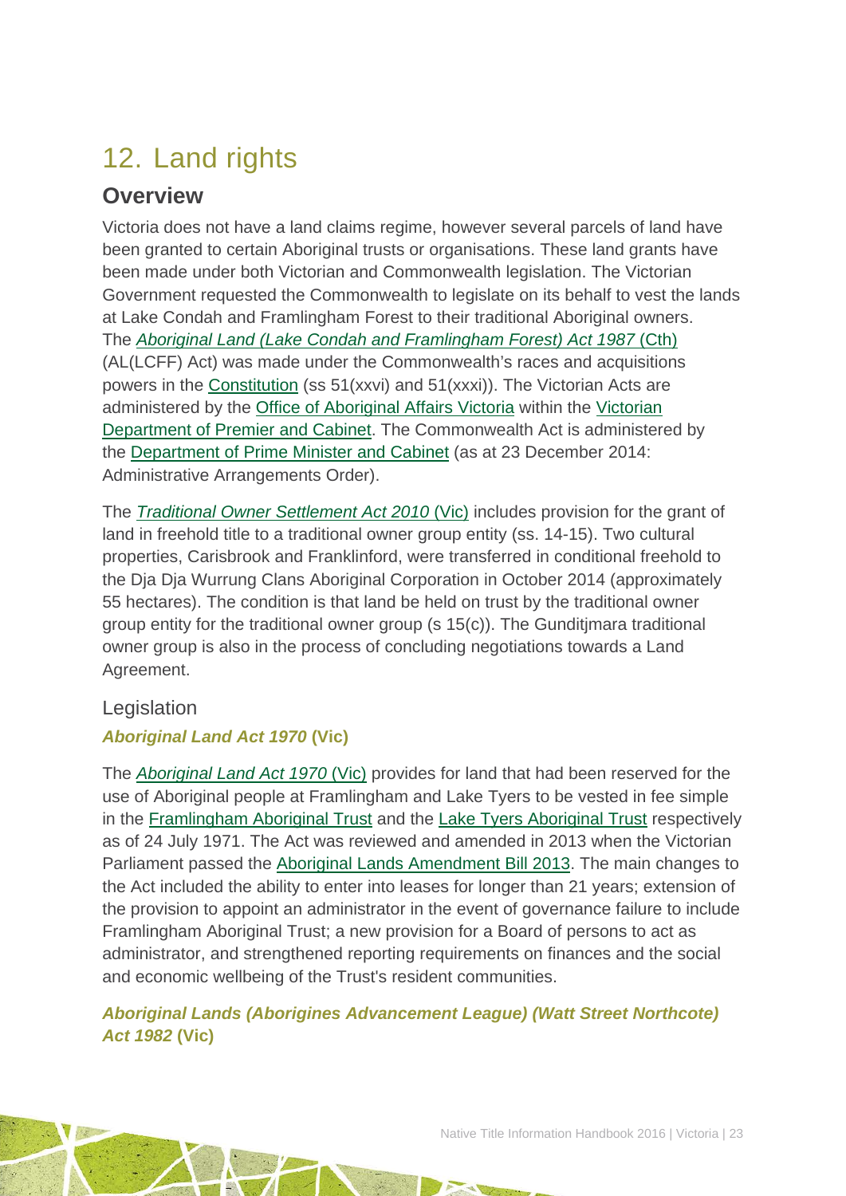# 12. Land rights

## Overview

Victoria does not have a land claims regime, however several parcels of land have been granted to certain Aboriginal trusts or organisations. These land grants have been made under both Victorian and Commonwealth legislation. The Victorian Government requested the Commonwealth to legislate on its behalf to vest the lands at Lake Condah and Framlingham Forest to their traditional Aboriginal owners. The *Aboriginal Land (Lake Condah and Framlingham Forest) Act 1987* (Cth) (AL(LCFF) Act) was made under the Commonwealth's races and acquisitions powers in the Constitution (ss 51(xxvi) and 51(xxxi)). The Victorian Acts are administered by the Office of Aboriginal Affairs Victoria within the Victorian Department of Premier and Cabinet. The Commonwealth Act is administered by the Department of Prime Minister and Cabinet (as at 23 December 2014: Administrative Arrangements Order).

The *Traditional Owner Settlement Act 2010* (Vic) includes provision for the grant of land in freehold title to a traditional owner group entity (ss. 14-15). Two cultural properties, Carisbrook and Franklinford, were transferred in conditional freehold to the Dja Dja Wurrung Clans Aboriginal Corporation in October 2014 (approximately 55 hectares). The condition is that land be held on trust by the traditional owner group entity for the traditional owner group (s 15(c)). The Gunditjmara traditional owner group is also in the process of concluding negotiations towards a Land Agreement.

### Legislation

#### *Aboriginal Land Act 1970* (Vic)

The *Aboriginal Land Act 1970* (Vic) provides for land that had been reserved for the use of Aboriginal people at Framlingham and Lake Tyers to be vested in fee simple in the Framlingham Aboriginal Trust and the Lake Tyers Aboriginal Trust respectively as of 24 July 1971. The Act was reviewed and amended in 2013 when the Victorian Parliament passed the Aboriginal Lands Amendment Bill 2013. The main changes to the Act included the ability to enter into leases for longer than 21 years; extension of the provision to appoint an administrator in the event of governance failure to include Framlingham Aboriginal Trust; a new provision for a Board of persons to act as administrator, and strengthened reporting requirements on finances and the social and economic wellbeing of the Trust's resident communities.

#### *Aboriginal Lands (Aborigines Advancement League) (Watt Street Northcote) Act 1982* (Vic)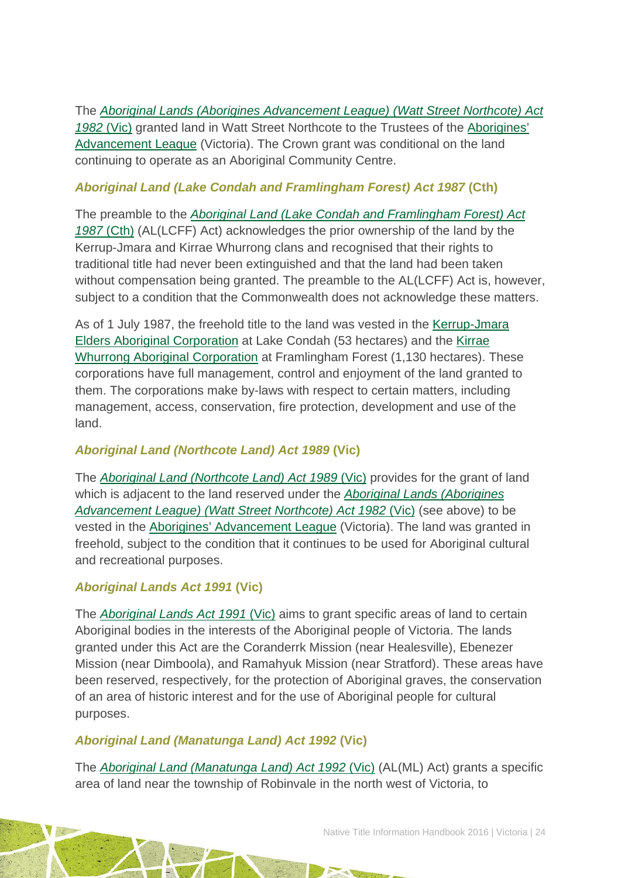The *Aboriginal Lands (Aborigines Advancement League) (Watt Street Northcote) Act 1982* (Vic) granted land in Watt Street Northcote to the Trustees of the Aborigines' Advancement League (Victoria). The Crown grant was conditional on the land continuing to operate as an Aboriginal Community Centre.

### *Aboriginal Land (Lake Condah and Framlingham Forest) Act 1987* (Cth)

The preamble to the *Aboriginal Land (Lake Condah and Framlingham Forest) Act 1987* (Cth) (AL(LCFF) Act) acknowledges the prior ownership of the land by the Kerrup-Jmara and Kirrae Whurrong clans and recognised that their rights to traditional title had never been extinguished and that the land had been taken without compensation being granted. The preamble to the AL(LCFF) Act is, however, subject to a condition that the Commonwealth does not acknowledge these matters.

As of 1 July 1987, the freehold title to the land was vested in the Kerrup-Jmara Elders Aboriginal Corporation at Lake Condah (53 hectares) and the Kirrae Whurrong Aboriginal Corporation at Framlingham Forest (1,130 hectares). These corporations have full management, control and enjoyment of the land granted to them. The corporations make by-laws with respect to certain matters, including management, access, conservation, fire protection, development and use of the land.

### *Aboriginal Land (Northcote Land) Act 1989* (Vic)

The *Aboriginal Land (Northcote Land) Act 1989* (Vic) provides for the grant of land which is adjacent to the land reserved under the *Aboriginal Lands (Aborigines Advancement League) (Watt Street Northcote) Act 1982* (Vic) (see above) to be vested in the Aborigines' Advancement League (Victoria). The land was granted in freehold, subject to the condition that it continues to be used for Aboriginal cultural and recreational purposes.

### *Aboriginal Lands Act 1991* (Vic)

The *Aboriginal Lands Act 1991* (Vic) aims to grant specific areas of land to certain Aboriginal bodies in the interests of the Aboriginal people of Victoria. The lands granted under this Act are the Coranderrk Mission (near Healesville), Ebenezer Mission (near Dimboola), and Ramahyuk Mission (near Stratford). These areas have been reserved, respectively, for the protection of Aboriginal graves, the conservation of an area of historic interest and for the use of Aboriginal people for cultural purposes.

### *Aboriginal Land (Manatunga Land) Act 1992* (Vic)

The *Aboriginal Land (Manatunga Land) Act 1992* (Vic) (AL(ML) Act) grants a specific area of land near the township of Robinvale in the north west of Victoria, to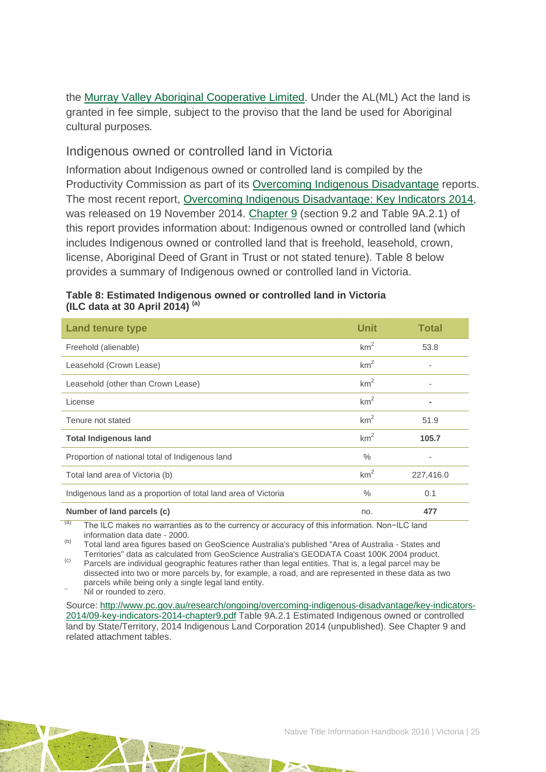the Murray Valley Aboriginal Cooperative Limited. Under the AL(ML) Act the land is granted in fee simple, subject to the proviso that the land be used for Aboriginal cultural purposes.

## Indigenous owned or controlled land in Victoria

Information about Indigenous owned or controlled land is compiled by the Productivity Commission as part of its Overcoming Indigenous Disadvantage reports. The most recent report, Overcoming Indigenous Disadvantage: Key Indicators 2014, was released on 19 November 2014. Chapter 9 (section 9.2 and Table 9A.2.1) of this report provides information about: Indigenous owned or controlled land (which includes Indigenous owned or controlled land that is freehold, leasehold, crown, license, Aboriginal Deed of Grant in Trust or not stated tenure). Table 8 below provides a summary of Indigenous owned or controlled land in Victoria.

**Table 8: Estimated Indigenous owned or controlled land in Victoria (ILC data at 30 April 2014) [(a)]**

| Land tenure type | Unit | Total |
|---|---|---|
| Freehold (alienable) | $km^2$ | 53.8 |
| Leasehold (Crown Lease) | $km^2$ | - |
| Leasehold (other than Crown Lease) | $km^2$ | - |
| License | $km^2$ | - |
| Tenure not stated | $km^2$ | 51.9 |
| **Total Indigenous land** | $km^2$ | **105.7** |
| Proportion of national total of Indigenous land | % | - |
| Total land area of Victoria (b) | $km^2$ | 227,416.0 |
| Indigenous land as a proportion of total land area of Victoria | % | 0.1 |
| **Number of land parcels (c)** | no. | **477** |

(a) The ILC makes no warranties as to the currency or accuracy of this information. Non−ILC land information data date - 2000.

(b) Total land area figures based on GeoScience Australia's published "Area of Australia - States and Territories" data as calculated from GeoScience Australia's GEODATA Coast 100K 2004 product.

(c) Parcels are individual geographic features rather than legal entities. That is, a legal parcel may be dissected into two or more parcels by, for example, a road, and are represented in these data as two parcels while being only a single legal land entity.

– Nil or rounded to zero.

Source: http://www.pc.gov.au/research/ongoing/overcoming-indigenous-disadvantage/key-indicators-2014/09-key-indicators-2014-chapter9.pdf Table 9A.2.1 Estimated Indigenous owned or controlled land by State/Territory, 2014 Indigenous Land Corporation 2014 (unpublished). See Chapter 9 and related attachment tables.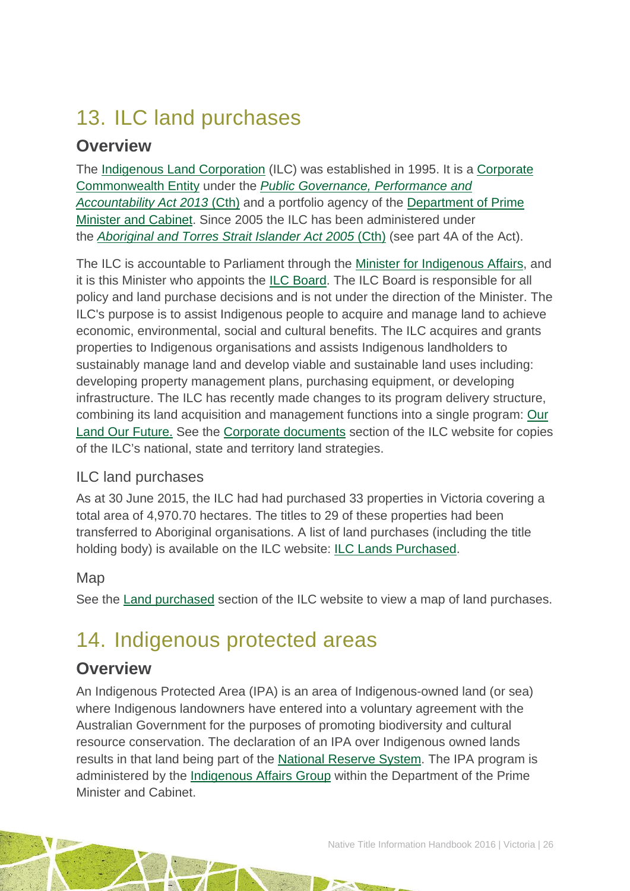# 13. ILC land purchases

## Overview

The Indigenous Land Corporation (ILC) was established in 1995. It is a Corporate Commonwealth Entity under the *Public Governance, Performance and Accountability Act 2013* (Cth) and a portfolio agency of the Department of Prime Minister and Cabinet. Since 2005 the ILC has been administered under the *Aboriginal and Torres Strait Islander Act 2005* (Cth) (see part 4A of the Act).

The ILC is accountable to Parliament through the Minister for Indigenous Affairs, and it is this Minister who appoints the ILC Board. The ILC Board is responsible for all policy and land purchase decisions and is not under the direction of the Minister. The ILC's purpose is to assist Indigenous people to acquire and manage land to achieve economic, environmental, social and cultural benefits. The ILC acquires and grants properties to Indigenous organisations and assists Indigenous landholders to sustainably manage land and develop viable and sustainable land uses including: developing property management plans, purchasing equipment, or developing infrastructure. The ILC has recently made changes to its program delivery structure, combining its land acquisition and management functions into a single program: Our Land Our Future. See the Corporate documents section of the ILC website for copies of the ILC's national, state and territory land strategies.

### ILC land purchases

As at 30 June 2015, the ILC had had purchased 33 properties in Victoria covering a total area of 4,970.70 hectares. The titles to 29 of these properties had been transferred to Aboriginal organisations. A list of land purchases (including the title holding body) is available on the ILC website: ILC Lands Purchased.

### Map

See the Land purchased section of the ILC website to view a map of land purchases.

# 14. Indigenous protected areas

## Overview

An Indigenous Protected Area (IPA) is an area of Indigenous-owned land (or sea) where Indigenous landowners have entered into a voluntary agreement with the Australian Government for the purposes of promoting biodiversity and cultural resource conservation. The declaration of an IPA over Indigenous owned lands results in that land being part of the National Reserve System. The IPA program is administered by the Indigenous Affairs Group within the Department of the Prime Minister and Cabinet.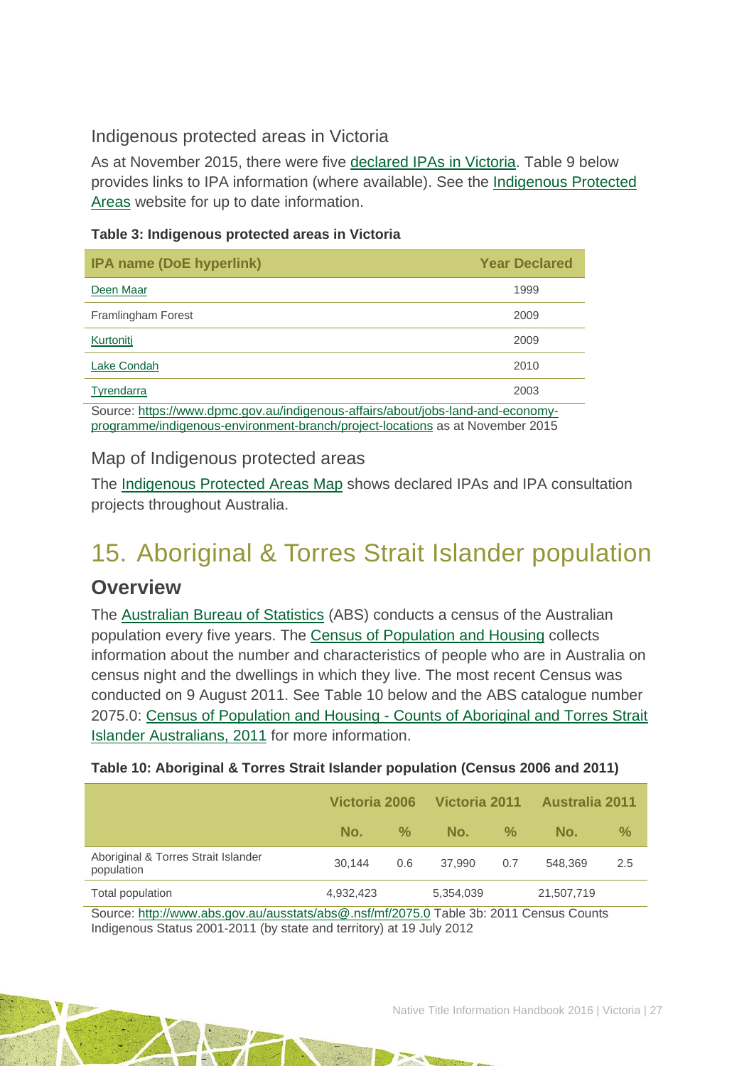### Indigenous protected areas in Victoria

As at November 2015, there were five declared IPAs in Victoria. Table 9 below provides links to IPA information (where available). See the Indigenous Protected Areas website for up to date information.

**Table 3: Indigenous protected areas in Victoria**

| IPA name (DoE hyperlink) | Year Declared |
|---|---|
| Deen Maar | 1999 |
| Framlingham Forest | 2009 |
| Kurtonitj | 2009 |
| Lake Condah | 2010 |
| Tyrendarra | 2003 |

Source: https://www.dpmc.gov.au/indigenous-affairs/about/jobs-land-and-economy-programme/indigenous-environment-branch/project-locations as at November 2015

### Map of Indigenous protected areas

The Indigenous Protected Areas Map shows declared IPAs and IPA consultation projects throughout Australia.

# 15. Aboriginal & Torres Strait Islander population

## Overview

The Australian Bureau of Statistics (ABS) conducts a census of the Australian population every five years. The Census of Population and Housing collects information about the number and characteristics of people who are in Australia on census night and the dwellings in which they live. The most recent Census was conducted on 9 August 2011. See Table 10 below and the ABS catalogue number 2075.0: Census of Population and Housing - Counts of Aboriginal and Torres Strait Islander Australians, 2011 for more information.

**Table 10: Aboriginal & Torres Strait Islander population (Census 2006 and 2011)**

| | Victoria 2006 | | Victoria 2011 | | Australia 2011 | |
|---|---|---|---|---|---|---|
| | No. | % | No. | % | No. | % |
| Aboriginal & Torres Strait Islander population | 30,144 | 0.6 | 37,990 | 0.7 | 548,369 | 2.5 |
| Total population | 4,932,423 | | 5,354,039 | | 21,507,719 | |

Source: http://www.abs.gov.au/ausstats/abs@.nsf/mf/2075.0 Table 3b: 2011 Census Counts Indigenous Status 2001-2011 (by state and territory) at 19 July 2012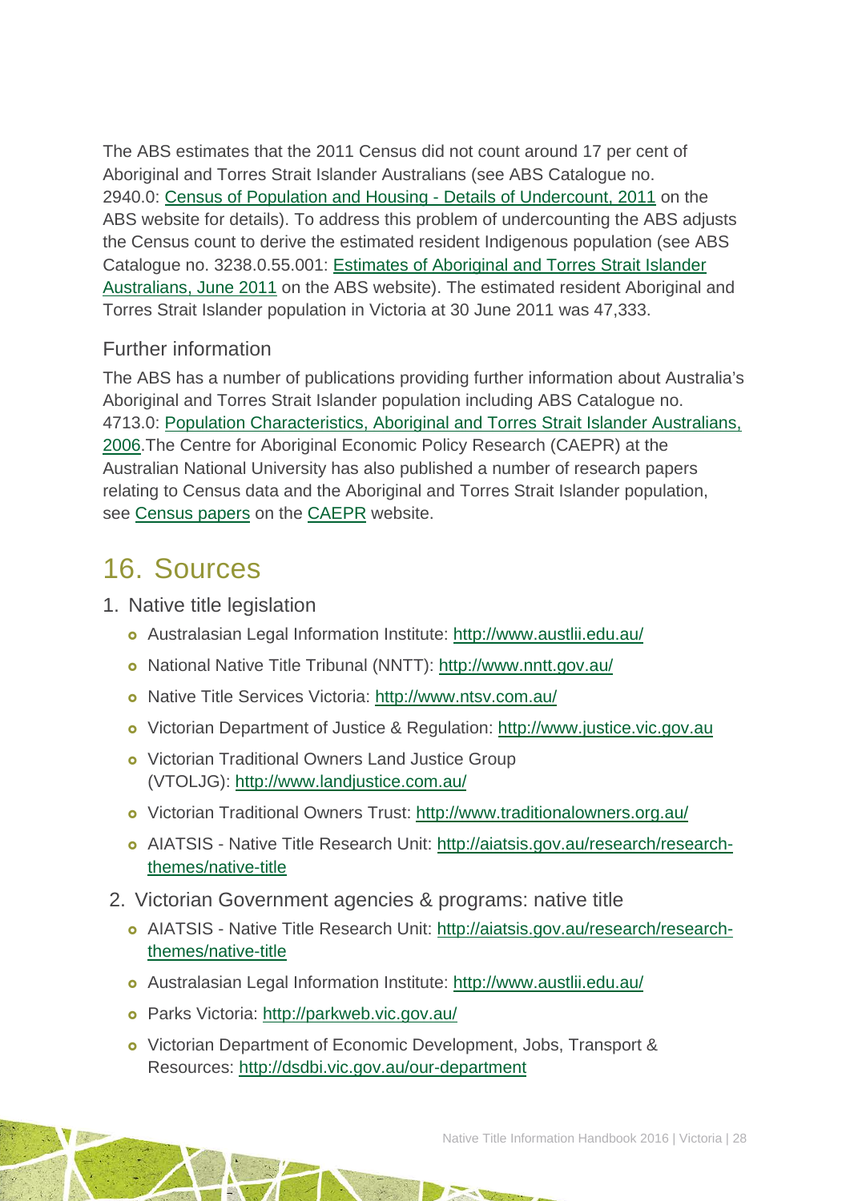The ABS estimates that the 2011 Census did not count around 17 per cent of Aboriginal and Torres Strait Islander Australians (see ABS Catalogue no. 2940.0: Census of Population and Housing - Details of Undercount, 2011 on the ABS website for details). To address this problem of undercounting the ABS adjusts the Census count to derive the estimated resident Indigenous population (see ABS Catalogue no. 3238.0.55.001: Estimates of Aboriginal and Torres Strait Islander Australians, June 2011 on the ABS website). The estimated resident Aboriginal and Torres Strait Islander population in Victoria at 30 June 2011 was 47,333.

### Further information

The ABS has a number of publications providing further information about Australia's Aboriginal and Torres Strait Islander population including ABS Catalogue no. 4713.0: Population Characteristics, Aboriginal and Torres Strait Islander Australians, 2006.The Centre for Aboriginal Economic Policy Research (CAEPR) at the Australian National University has also published a number of research papers relating to Census data and the Aboriginal and Torres Strait Islander population, see Census papers on the CAEPR website.

## 16. Sources

1. Native title legislation
   - Australasian Legal Information Institute: http://www.austlii.edu.au/
   - National Native Title Tribunal (NNTT): http://www.nntt.gov.au/
   - Native Title Services Victoria: http://www.ntsv.com.au/
   - Victorian Department of Justice & Regulation: http://www.justice.vic.gov.au
   - Victorian Traditional Owners Land Justice Group (VTOLJG): http://www.landjustice.com.au/
   - Victorian Traditional Owners Trust: http://www.traditionalowners.org.au/
   - AIATSIS - Native Title Research Unit: http://aiatsis.gov.au/research/research-themes/native-title
2. Victorian Government agencies & programs: native title
   - AIATSIS - Native Title Research Unit: http://aiatsis.gov.au/research/research-themes/native-title
   - Australasian Legal Information Institute: http://www.austlii.edu.au/
   - Parks Victoria: http://parkweb.vic.gov.au/
   - Victorian Department of Economic Development, Jobs, Transport & Resources: http://dsdbi.vic.gov.au/our-department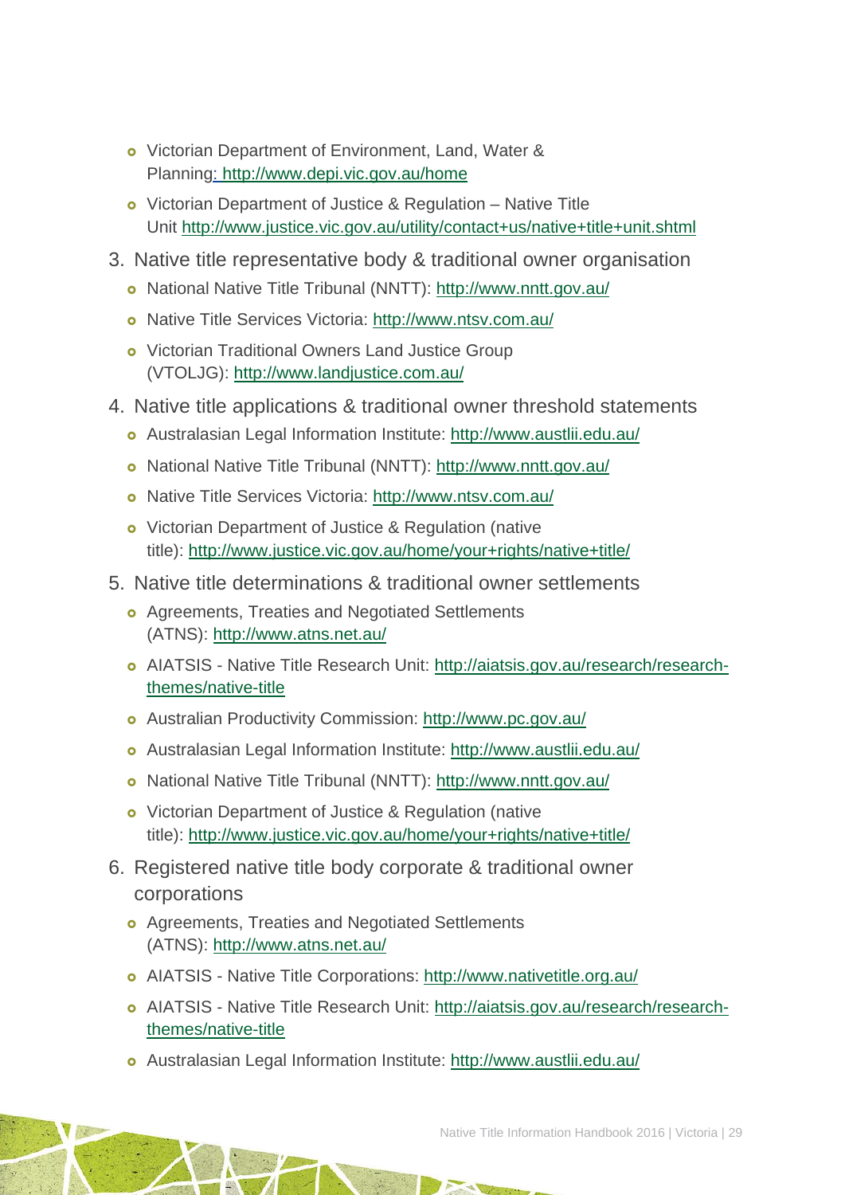- Victorian Department of Environment, Land, Water & Planning: http://www.depi.vic.gov.au/home
- Victorian Department of Justice & Regulation – Native Title Unit http://www.justice.vic.gov.au/utility/contact+us/native+title+unit.shtml

3. Native title representative body & traditional owner organisation
   - National Native Title Tribunal (NNTT): http://www.nntt.gov.au/
   - Native Title Services Victoria: http://www.ntsv.com.au/
   - Victorian Traditional Owners Land Justice Group (VTOLJG): http://www.landjustice.com.au/
4. Native title applications & traditional owner threshold statements
   - Australasian Legal Information Institute: http://www.austlii.edu.au/
   - National Native Title Tribunal (NNTT): http://www.nntt.gov.au/
   - Native Title Services Victoria: http://www.ntsv.com.au/
   - Victorian Department of Justice & Regulation (native title): http://www.justice.vic.gov.au/home/your+rights/native+title/
5. Native title determinations & traditional owner settlements
   - Agreements, Treaties and Negotiated Settlements (ATNS): http://www.atns.net.au/
   - AIATSIS - Native Title Research Unit: http://aiatsis.gov.au/research/research-themes/native-title
   - Australian Productivity Commission: http://www.pc.gov.au/
   - Australasian Legal Information Institute: http://www.austlii.edu.au/
   - National Native Title Tribunal (NNTT): http://www.nntt.gov.au/
   - Victorian Department of Justice & Regulation (native title): http://www.justice.vic.gov.au/home/your+rights/native+title/
6. Registered native title body corporate & traditional owner corporations
   - Agreements, Treaties and Negotiated Settlements (ATNS): http://www.atns.net.au/
   - AIATSIS - Native Title Corporations: http://www.nativetitle.org.au/
   - AIATSIS - Native Title Research Unit: http://aiatsis.gov.au/research/research-themes/native-title
   - Australasian Legal Information Institute: http://www.austlii.edu.au/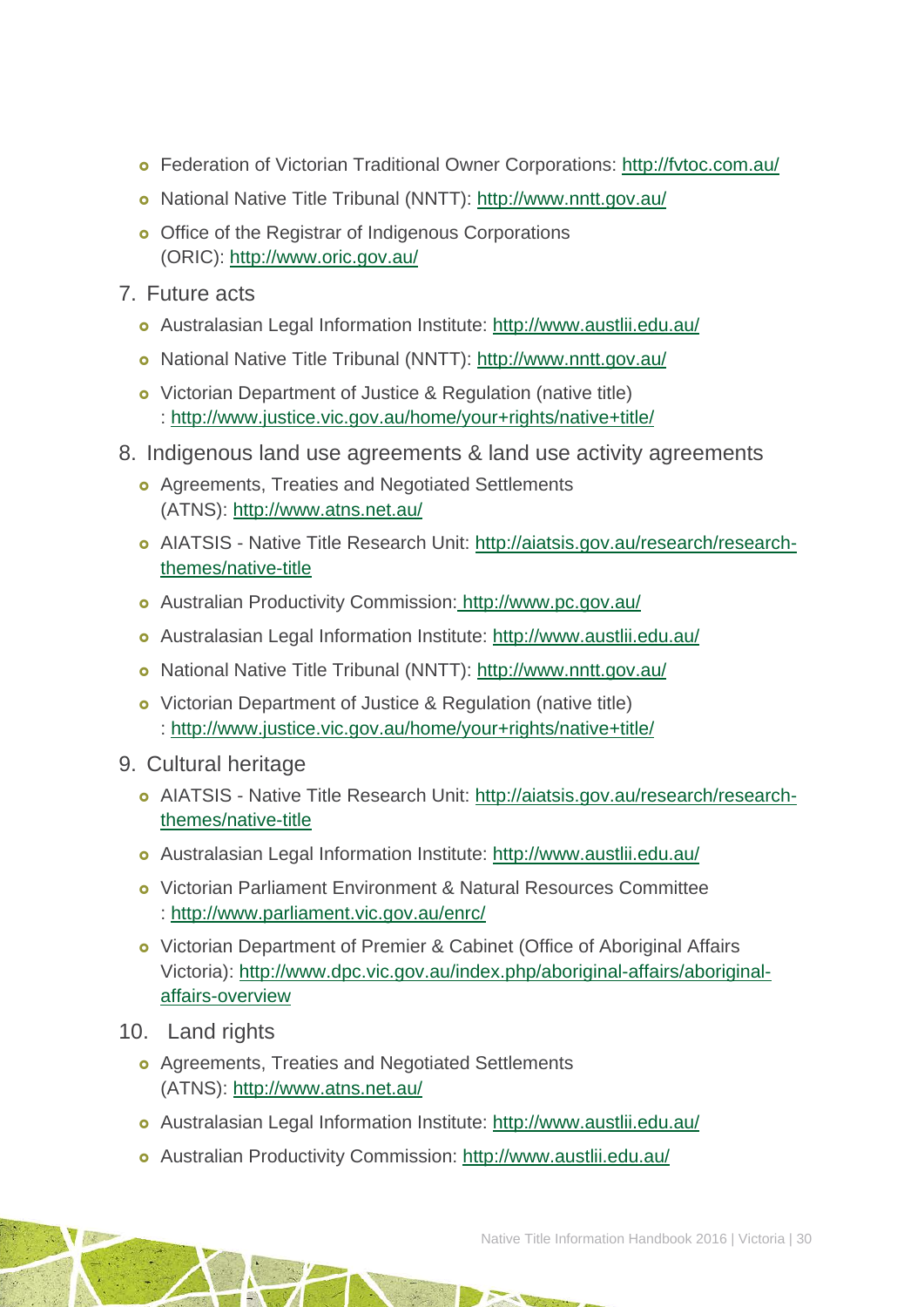- Federation of Victorian Traditional Owner Corporations: http://fvtoc.com.au/
- National Native Title Tribunal (NNTT): http://www.nntt.gov.au/
- Office of the Registrar of Indigenous Corporations (ORIC): http://www.oric.gov.au/

7. Future acts
   - Australasian Legal Information Institute: http://www.austlii.edu.au/
   - National Native Title Tribunal (NNTT): http://www.nntt.gov.au/
   - Victorian Department of Justice & Regulation (native title) : http://www.justice.vic.gov.au/home/your+rights/native+title/

8. Indigenous land use agreements & land use activity agreements
   - Agreements, Treaties and Negotiated Settlements (ATNS): http://www.atns.net.au/
   - AIATSIS - Native Title Research Unit: http://aiatsis.gov.au/research/research-themes/native-title
   - Australian Productivity Commission: http://www.pc.gov.au/
   - Australasian Legal Information Institute: http://www.austlii.edu.au/
   - National Native Title Tribunal (NNTT): http://www.nntt.gov.au/
   - Victorian Department of Justice & Regulation (native title) : http://www.justice.vic.gov.au/home/your+rights/native+title/

9. Cultural heritage
   - AIATSIS - Native Title Research Unit: http://aiatsis.gov.au/research/research-themes/native-title
   - Australasian Legal Information Institute: http://www.austlii.edu.au/
   - Victorian Parliament Environment & Natural Resources Committee : http://www.parliament.vic.gov.au/enrc/
   - Victorian Department of Premier & Cabinet (Office of Aboriginal Affairs Victoria): http://www.dpc.vic.gov.au/index.php/aboriginal-affairs/aboriginal-affairs-overview

10. Land rights
    - Agreements, Treaties and Negotiated Settlements (ATNS): http://www.atns.net.au/
    - Australasian Legal Information Institute: http://www.austlii.edu.au/
    - Australian Productivity Commission: http://www.austlii.edu.au/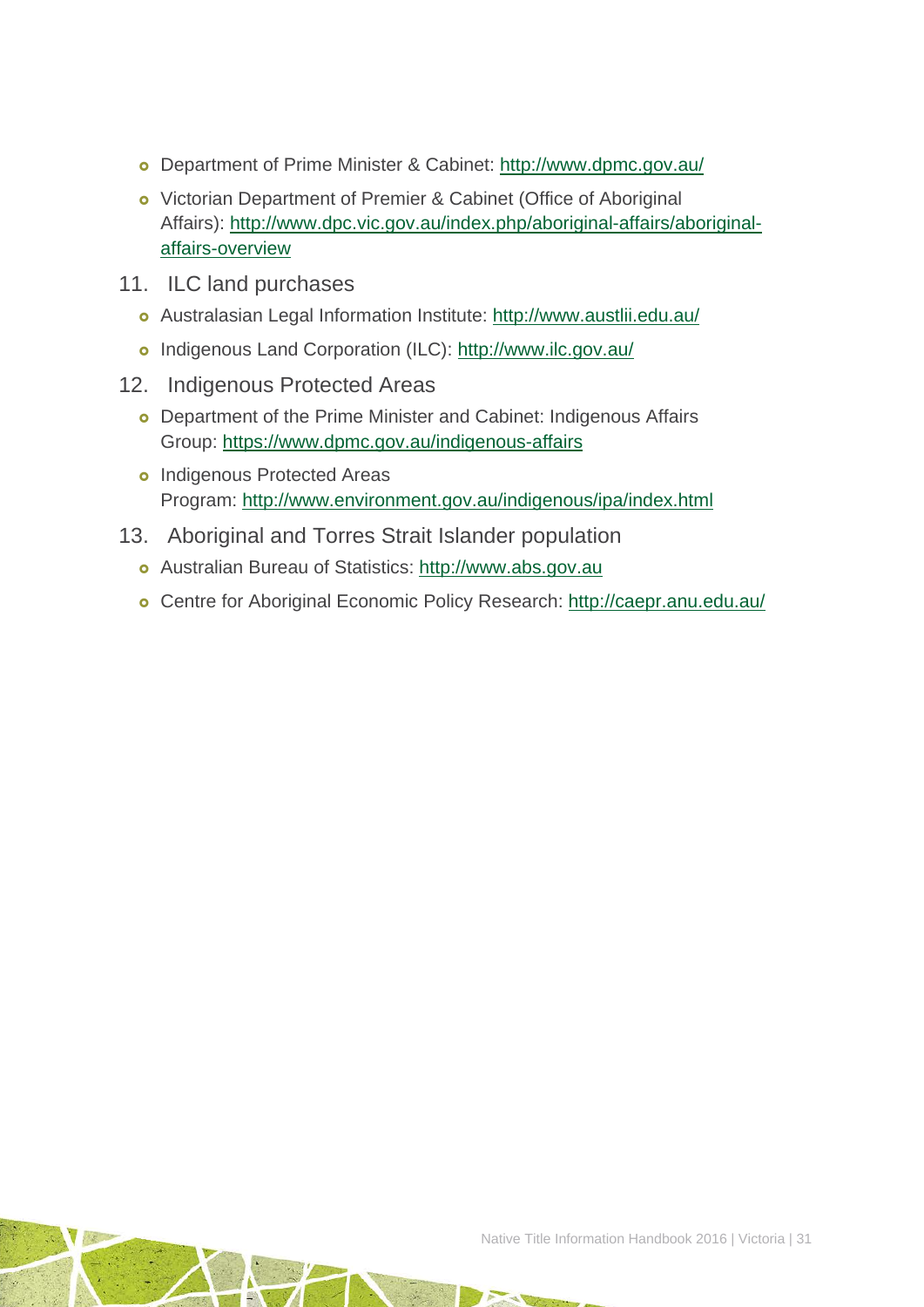- Department of Prime Minister & Cabinet: http://www.dpmc.gov.au/
- Victorian Department of Premier & Cabinet (Office of Aboriginal Affairs): http://www.dpc.vic.gov.au/index.php/aboriginal-affairs/aboriginal-affairs-overview

11. ILC land purchases
    - Australasian Legal Information Institute: http://www.austlii.edu.au/
    - Indigenous Land Corporation (ILC): http://www.ilc.gov.au/
12. Indigenous Protected Areas
    - Department of the Prime Minister and Cabinet: Indigenous Affairs Group: https://www.dpmc.gov.au/indigenous-affairs
    - Indigenous Protected Areas Program: http://www.environment.gov.au/indigenous/ipa/index.html
13. Aboriginal and Torres Strait Islander population
    - Australian Bureau of Statistics: http://www.abs.gov.au
    - Centre for Aboriginal Economic Policy Research: http://caepr.anu.edu.au/